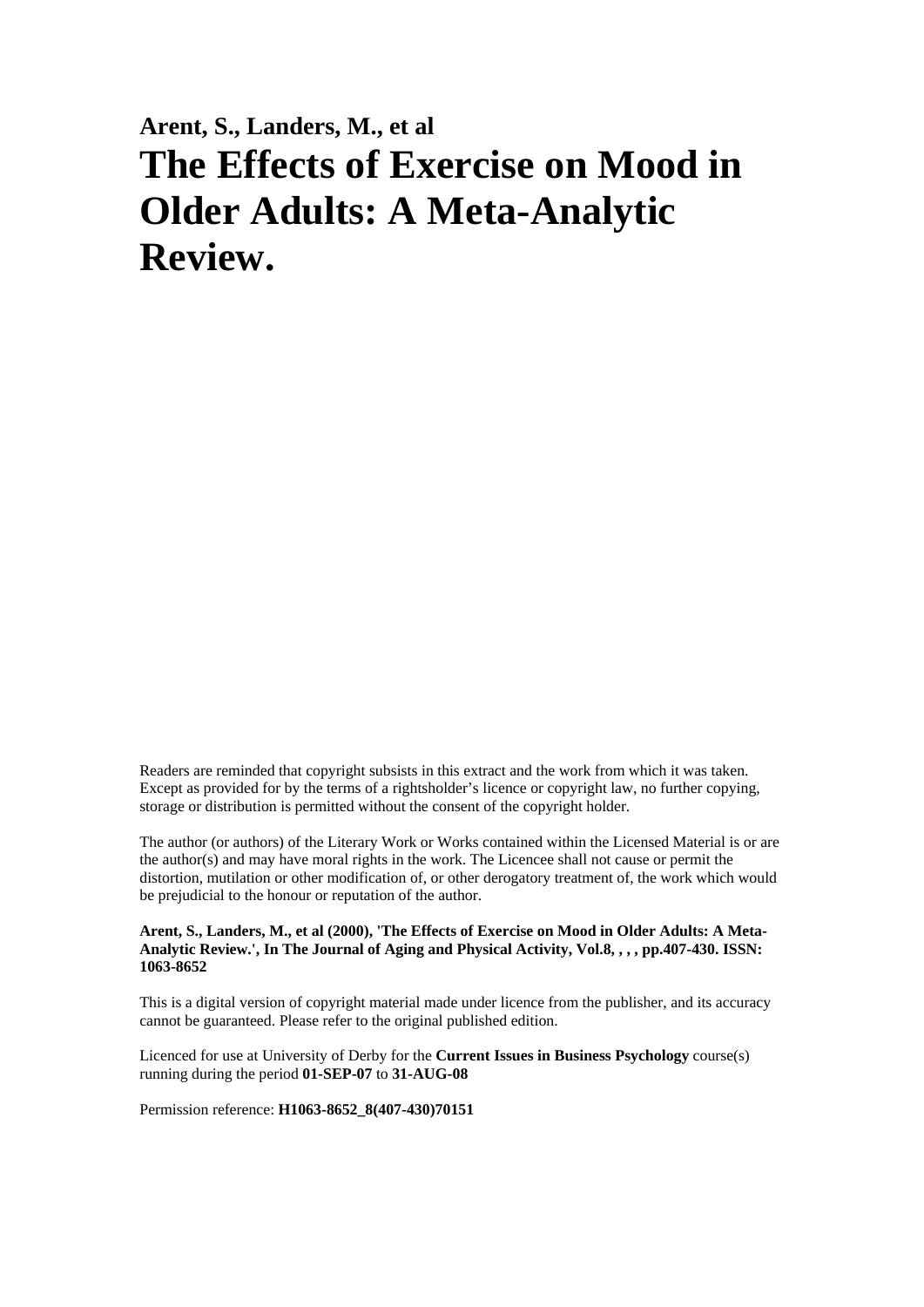**Arent, S., Landers, M., et al**

# The Effects of Exercise on Mood in Older Adults: A Meta-Analytic Review.

Readers are reminded that copyright subsists in this extract and the work from which it was taken. Except as provided for by the terms of a rightsholder's licence or copyright law, no further copying, storage or distribution is permitted without the consent of the copyright holder.

The author (or authors) of the Literary Work or Works contained within the Licensed Material is or are the author(s) and may have moral rights in the work. The Licencee shall not cause or permit the distortion, mutilation or other modification of, or other derogatory treatment of, the work which would be prejudicial to the honour or reputation of the author.

**Arent, S., Landers, M., et al (2000), 'The Effects of Exercise on Mood in Older Adults: A Meta-Analytic Review.', In The Journal of Aging and Physical Activity, Vol.8, , , , pp.407-430. ISSN: 1063-8652**

This is a digital version of copyright material made under licence from the publisher, and its accuracy cannot be guaranteed. Please refer to the original published edition.

Licenced for use at University of Derby for the **Current Issues in Business Psychology** course(s) running during the period **01-SEP-07** to **31-AUG-08**

Permission reference: **H1063-8652_8(407-430)70151**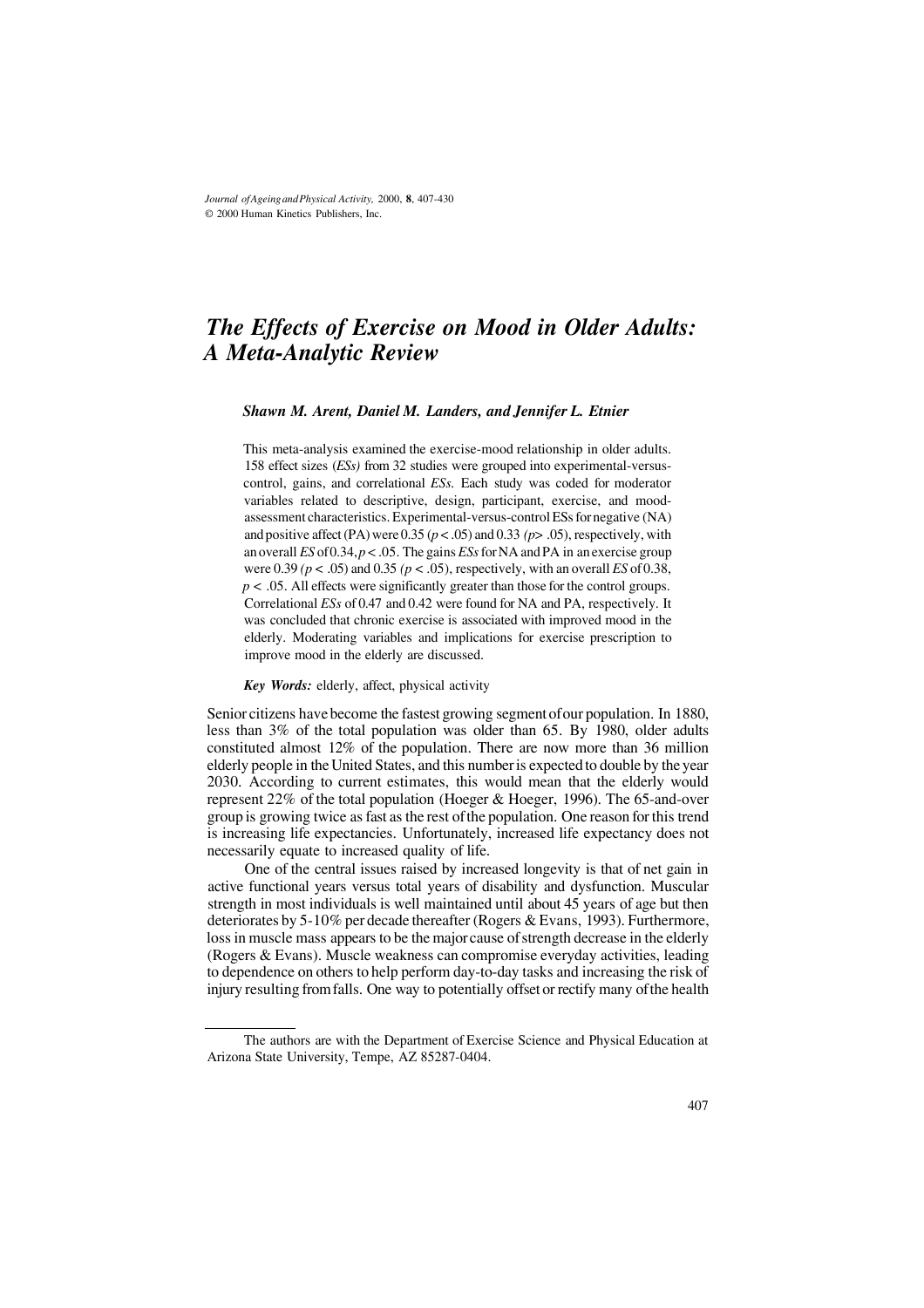# *The Effects of Exercise on Mood in Older Adults: A Meta-Analytic Review*

***Shawn M. Arent, Daniel M. Landers, and Jennifer L. Etnier***

This meta-analysis examined the exercise-mood relationship in older adults. 158 effect sizes (*ESs*) from 32 studies were grouped into experimental-versus-control, gains, and correlational *ESs*. Each study was coded for moderator variables related to descriptive, design, participant, exercise, and mood-assessment characteristics. Experimental-versus-control ESs for negative (NA) and positive affect (PA) were 0.35 ($p < .05$) and 0.33 ($p > .05$), respectively, with an overall *ES* of 0.34, $p < .05$. The gains *ESs* for NA and PA in an exercise group were 0.39 ($p < .05$) and 0.35 ($p < .05$), respectively, with an overall *ES* of 0.38, $p < .05$. All effects were significantly greater than those for the control groups. Correlational *ESs* of 0.47 and 0.42 were found for NA and PA, respectively. It was concluded that chronic exercise is associated with improved mood in the elderly. Moderating variables and implications for exercise prescription to improve mood in the elderly are discussed.

***Key Words:*** elderly, affect, physical activity

Senior citizens have become the fastest growing segment of our population. In 1880, less than 3% of the total population was older than 65. By 1980, older adults constituted almost 12% of the population. There are now more than 36 million elderly people in the United States, and this number is expected to double by the year 2030. According to current estimates, this would mean that the elderly would represent 22% of the total population (Hoeger & Hoeger, 1996). The 65-and-over group is growing twice as fast as the rest of the population. One reason for this trend is increasing life expectancies. Unfortunately, increased life expectancy does not necessarily equate to increased quality of life.

One of the central issues raised by increased longevity is that of net gain in active functional years versus total years of disability and dysfunction. Muscular strength in most individuals is well maintained until about 45 years of age but then deteriorates by 5-10% per decade thereafter (Rogers & Evans, 1993). Furthermore, loss in muscle mass appears to be the major cause of strength decrease in the elderly (Rogers & Evans). Muscle weakness can compromise everyday activities, leading to dependence on others to help perform day-to-day tasks and increasing the risk of injury resulting from falls. One way to potentially offset or rectify many of the health

The authors are with the Department of Exercise Science and Physical Education at Arizona State University, Tempe, AZ 85287-0404.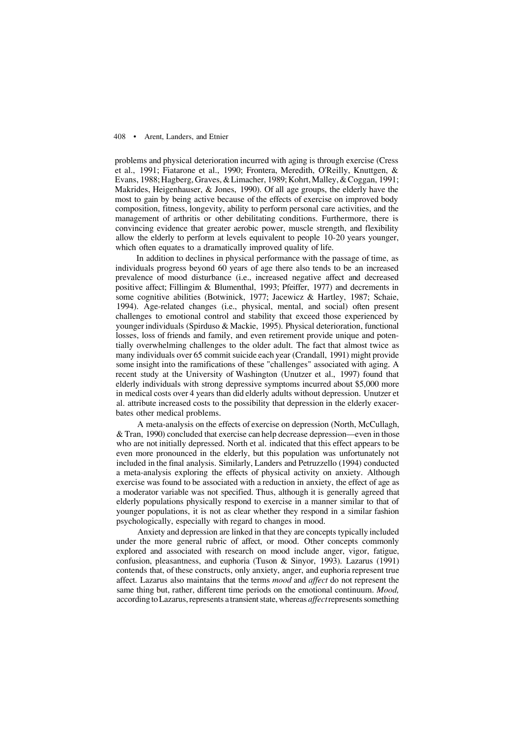problems and physical deterioration incurred with aging is through exercise (Cress et al., 1991; Fiatarone et al., 1990; Frontera, Meredith, O'Reilly, Knuttgen, & Evans, 1988; Hagberg, Graves, & Limacher, 1989; Kohrt, Malley, & Coggan, 1991; Makrides, Heigenhauser, & Jones, 1990). Of all age groups, the elderly have the most to gain by being active because of the effects of exercise on improved body composition, fitness, longevity, ability to perform personal care activities, and the management of arthritis or other debilitating conditions. Furthermore, there is convincing evidence that greater aerobic power, muscle strength, and flexibility allow the elderly to perform at levels equivalent to people 10-20 years younger, which often equates to a dramatically improved quality of life.

In addition to declines in physical performance with the passage of time, as individuals progress beyond 60 years of age there also tends to be an increased prevalence of mood disturbance (i.e., increased negative affect and decreased positive affect; Fillingim & Blumenthal, 1993; Pfeiffer, 1977) and decrements in some cognitive abilities (Botwinick, 1977; Jacewicz & Hartley, 1987; Schaie, 1994). Age-related changes (i.e., physical, mental, and social) often present challenges to emotional control and stability that exceed those experienced by younger individuals (Spirduso & Mackie, 1995). Physical deterioration, functional losses, loss of friends and family, and even retirement provide unique and potentially overwhelming challenges to the older adult. The fact that almost twice as many individuals over 65 commit suicide each year (Crandall, 1991) might provide some insight into the ramifications of these "challenges" associated with aging. A recent study at the University of Washington (Unutzer et al., 1997) found that elderly individuals with strong depressive symptoms incurred about $5,000 more in medical costs over 4 years than did elderly adults without depression. Unutzer et al. attribute increased costs to the possibility that depression in the elderly exacerbates other medical problems.

A meta-analysis on the effects of exercise on depression (North, McCullagh, & Tran, 1990) concluded that exercise can help decrease depression—even in those who are not initially depressed. North et al. indicated that this effect appears to be even more pronounced in the elderly, but this population was unfortunately not included in the final analysis. Similarly, Landers and Petruzzello (1994) conducted a meta-analysis exploring the effects of physical activity on anxiety. Although exercise was found to be associated with a reduction in anxiety, the effect of age as a moderator variable was not specified. Thus, although it is generally agreed that elderly populations physically respond to exercise in a manner similar to that of younger populations, it is not as clear whether they respond in a similar fashion psychologically, especially with regard to changes in mood.

Anxiety and depression are linked in that they are concepts typically included under the more general rubric of affect, or mood. Other concepts commonly explored and associated with research on mood include anger, vigor, fatigue, confusion, pleasantness, and euphoria (Tuson & Sinyor, 1993). Lazarus (1991) contends that, of these constructs, only anxiety, anger, and euphoria represent true affect. Lazarus also maintains that the terms *mood* and *affect* do not represent the same thing but, rather, different time periods on the emotional continuum. *Mood,* according to Lazarus, represents a transient state, whereas *affect* represents something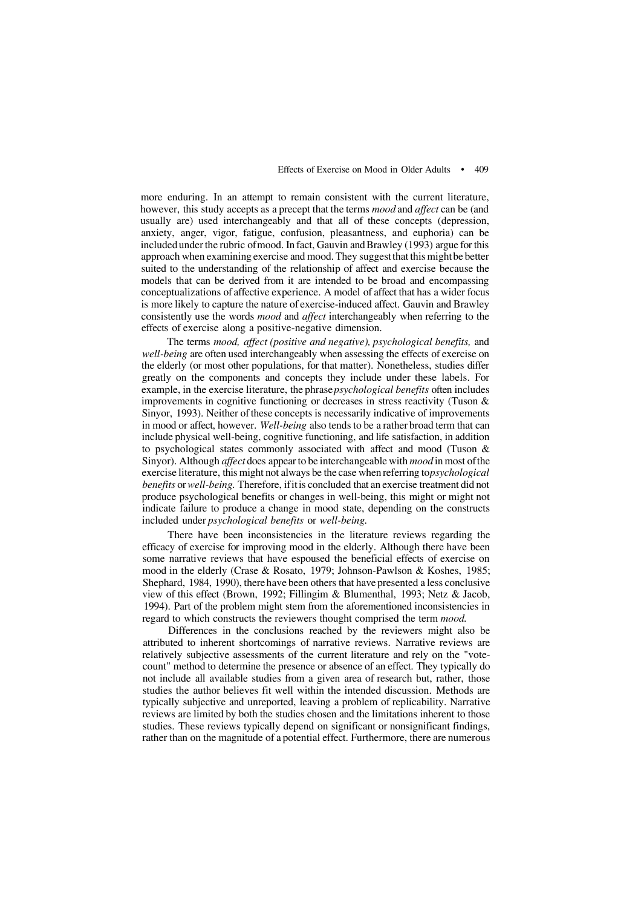more enduring. In an attempt to remain consistent with the current literature, however, this study accepts as a precept that the terms *mood* and *affect* can be (and usually are) used interchangeably and that all of these concepts (depression, anxiety, anger, vigor, fatigue, confusion, pleasantness, and euphoria) can be included under the rubric of mood. In fact, Gauvin and Brawley (1993) argue for this approach when examining exercise and mood. They suggest that this might be better suited to the understanding of the relationship of affect and exercise because the models that can be derived from it are intended to be broad and encompassing conceptualizations of affective experience. A model of affect that has a wider focus is more likely to capture the nature of exercise-induced affect. Gauvin and Brawley consistently use the words *mood* and *affect* interchangeably when referring to the effects of exercise along a positive-negative dimension.

The terms *mood, affect (positive and negative), psychological benefits,* and *well-being* are often used interchangeably when assessing the effects of exercise on the elderly (or most other populations, for that matter). Nonetheless, studies differ greatly on the components and concepts they include under these labels. For example, in the exercise literature, the phrase *psychological benefits* often includes improvements in cognitive functioning or decreases in stress reactivity (Tuson & Sinyor, 1993). Neither of these concepts is necessarily indicative of improvements in mood or affect, however. *Well-being* also tends to be a rather broad term that can include physical well-being, cognitive functioning, and life satisfaction, in addition to psychological states commonly associated with affect and mood (Tuson & Sinyor). Although *affect* does appear to be interchangeable with *mood* in most of the exercise literature, this might not always be the case when referring to *psychological benefits* or *well-being.* Therefore, if it is concluded that an exercise treatment did not produce psychological benefits or changes in well-being, this might or might not indicate failure to produce a change in mood state, depending on the constructs included under *psychological benefits* or *well-being.*

There have been inconsistencies in the literature reviews regarding the efficacy of exercise for improving mood in the elderly. Although there have been some narrative reviews that have espoused the beneficial effects of exercise on mood in the elderly (Crase & Rosato, 1979; Johnson-Pawlson & Koshes, 1985; Shephard, 1984, 1990), there have been others that have presented a less conclusive view of this effect (Brown, 1992; Fillingim & Blumenthal, 1993; Netz & Jacob, 1994). Part of the problem might stem from the aforementioned inconsistencies in regard to which constructs the reviewers thought comprised the term *mood.*

Differences in the conclusions reached by the reviewers might also be attributed to inherent shortcomings of narrative reviews. Narrative reviews are relatively subjective assessments of the current literature and rely on the "vote-count" method to determine the presence or absence of an effect. They typically do not include all available studies from a given area of research but, rather, those studies the author believes fit well within the intended discussion. Methods are typically subjective and unreported, leaving a problem of replicability. Narrative reviews are limited by both the studies chosen and the limitations inherent to those studies. These reviews typically depend on significant or nonsignificant findings, rather than on the magnitude of a potential effect. Furthermore, there are numerous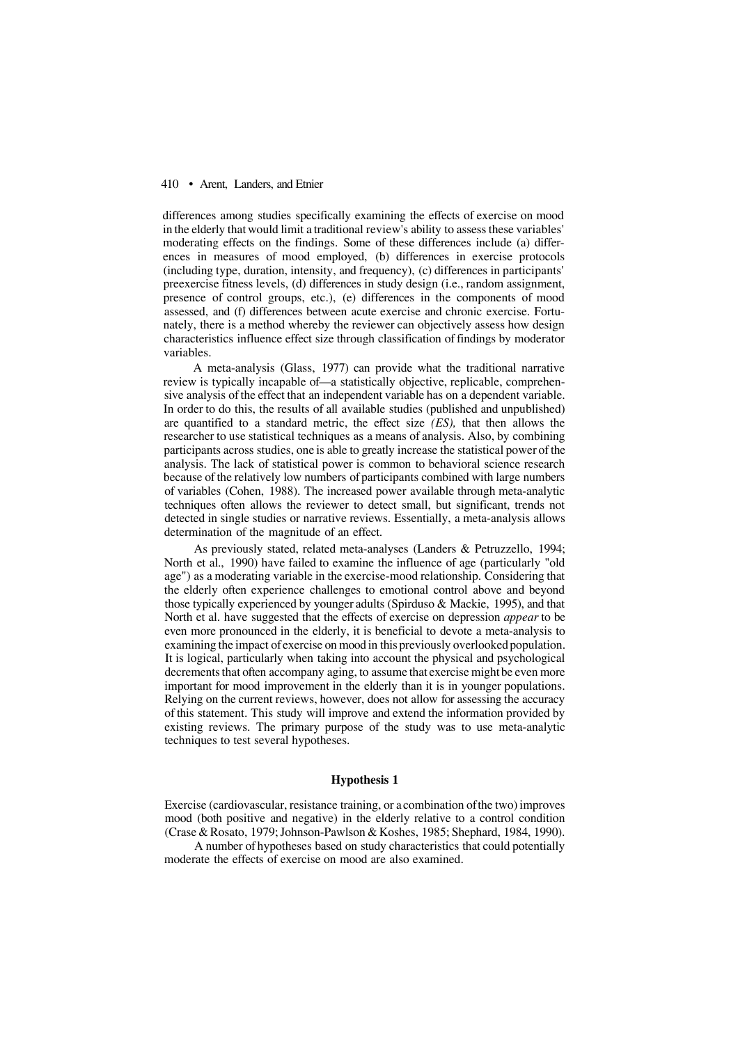differences among studies specifically examining the effects of exercise on mood in the elderly that would limit a traditional review's ability to assess these variables' moderating effects on the findings. Some of these differences include (a) differences in measures of mood employed, (b) differences in exercise protocols (including type, duration, intensity, and frequency), (c) differences in participants' preexercise fitness levels, (d) differences in study design (i.e., random assignment, presence of control groups, etc.), (e) differences in the components of mood assessed, and (f) differences between acute exercise and chronic exercise. Fortunately, there is a method whereby the reviewer can objectively assess how design characteristics influence effect size through classification of findings by moderator variables.

A meta-analysis (Glass, 1977) can provide what the traditional narrative review is typically incapable of—a statistically objective, replicable, comprehensive analysis of the effect that an independent variable has on a dependent variable. In order to do this, the results of all available studies (published and unpublished) are quantified to a standard metric, the effect size *(ES),* that then allows the researcher to use statistical techniques as a means of analysis. Also, by combining participants across studies, one is able to greatly increase the statistical power of the analysis. The lack of statistical power is common to behavioral science research because of the relatively low numbers of participants combined with large numbers of variables (Cohen, 1988). The increased power available through meta-analytic techniques often allows the reviewer to detect small, but significant, trends not detected in single studies or narrative reviews. Essentially, a meta-analysis allows determination of the magnitude of an effect.

As previously stated, related meta-analyses (Landers & Petruzzello, 1994; North et al., 1990) have failed to examine the influence of age (particularly "old age") as a moderating variable in the exercise-mood relationship. Considering that the elderly often experience challenges to emotional control above and beyond those typically experienced by younger adults (Spirduso & Mackie, 1995), and that North et al. have suggested that the effects of exercise on depression *appear* to be even more pronounced in the elderly, it is beneficial to devote a meta-analysis to examining the impact of exercise on mood in this previously overlooked population. It is logical, particularly when taking into account the physical and psychological decrements that often accompany aging, to assume that exercise might be even more important for mood improvement in the elderly than it is in younger populations. Relying on the current reviews, however, does not allow for assessing the accuracy of this statement. This study will improve and extend the information provided by existing reviews. The primary purpose of the study was to use meta-analytic techniques to test several hypotheses.

## Hypothesis 1

Exercise (cardiovascular, resistance training, or a combination of the two) improves mood (both positive and negative) in the elderly relative to a control condition (Crase & Rosato, 1979; Johnson-Pawlson & Koshes, 1985; Shephard, 1984, 1990).

A number of hypotheses based on study characteristics that could potentially moderate the effects of exercise on mood are also examined.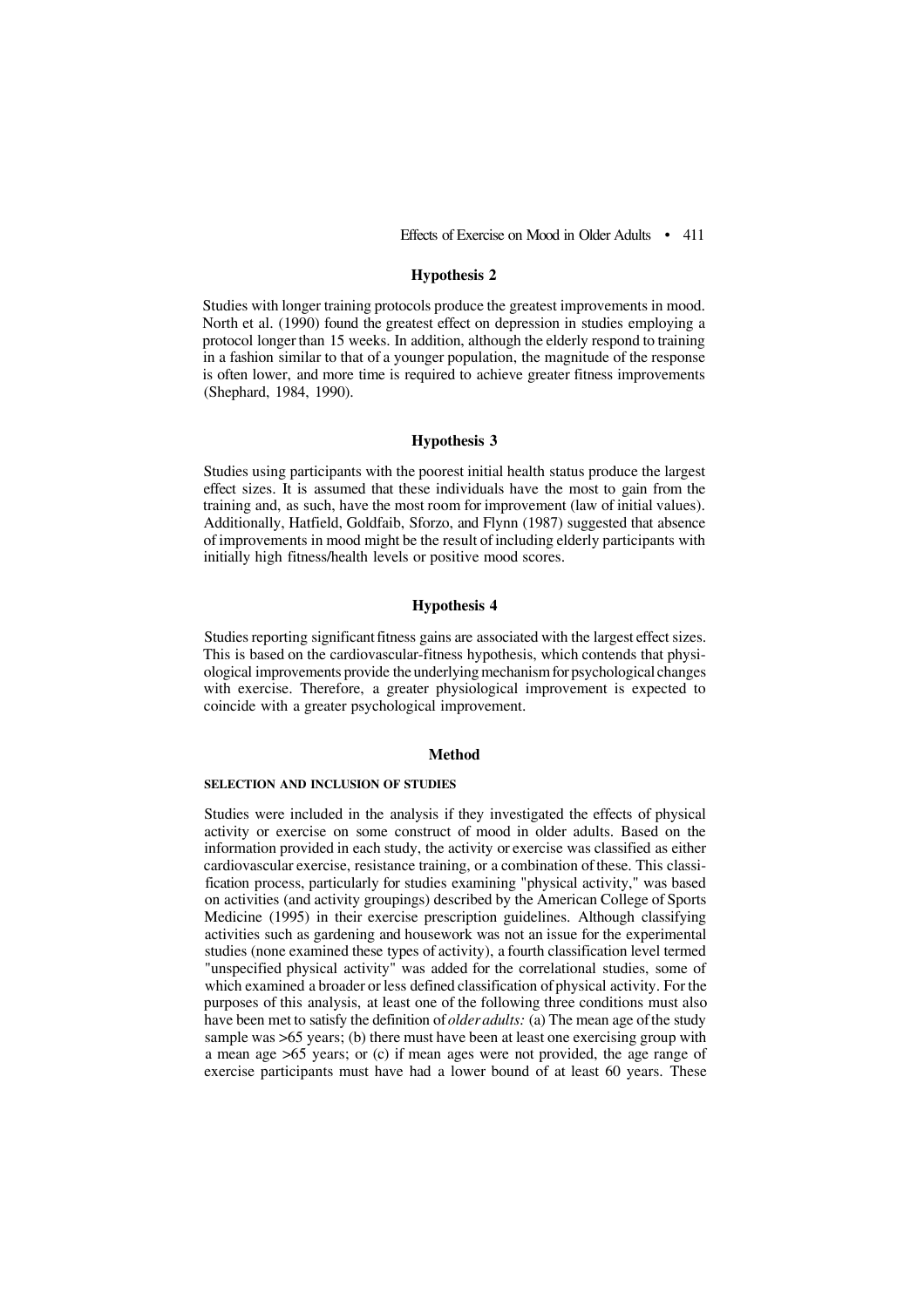### Hypothesis 2

Studies with longer training protocols produce the greatest improvements in mood. North et al. (1990) found the greatest effect on depression in studies employing a protocol longer than 15 weeks. In addition, although the elderly respond to training in a fashion similar to that of a younger population, the magnitude of the response is often lower, and more time is required to achieve greater fitness improvements (Shephard, 1984, 1990).

### Hypothesis 3

Studies using participants with the poorest initial health status produce the largest effect sizes. It is assumed that these individuals have the most to gain from the training and, as such, have the most room for improvement (law of initial values). Additionally, Hatfield, Goldfaib, Sforzo, and Flynn (1987) suggested that absence of improvements in mood might be the result of including elderly participants with initially high fitness/health levels or positive mood scores.

### Hypothesis 4

Studies reporting significant fitness gains are associated with the largest effect sizes. This is based on the cardiovascular-fitness hypothesis, which contends that physiological improvements provide the underlying mechanism for psychological changes with exercise. Therefore, a greater physiological improvement is expected to coincide with a greater psychological improvement.

## Method

#### SELECTION AND INCLUSION OF STUDIES

Studies were included in the analysis if they investigated the effects of physical activity or exercise on some construct of mood in older adults. Based on the information provided in each study, the activity or exercise was classified as either cardiovascular exercise, resistance training, or a combination of these. This classification process, particularly for studies examining "physical activity," was based on activities (and activity groupings) described by the American College of Sports Medicine (1995) in their exercise prescription guidelines. Although classifying activities such as gardening and housework was not an issue for the experimental studies (none examined these types of activity), a fourth classification level termed "unspecified physical activity" was added for the correlational studies, some of which examined a broader or less defined classification of physical activity. For the purposes of this analysis, at least one of the following three conditions must also have been met to satisfy the definition of *older adults:* (a) The mean age of the study sample was >65 years; (b) there must have been at least one exercising group with a mean age >65 years; or (c) if mean ages were not provided, the age range of exercise participants must have had a lower bound of at least 60 years. These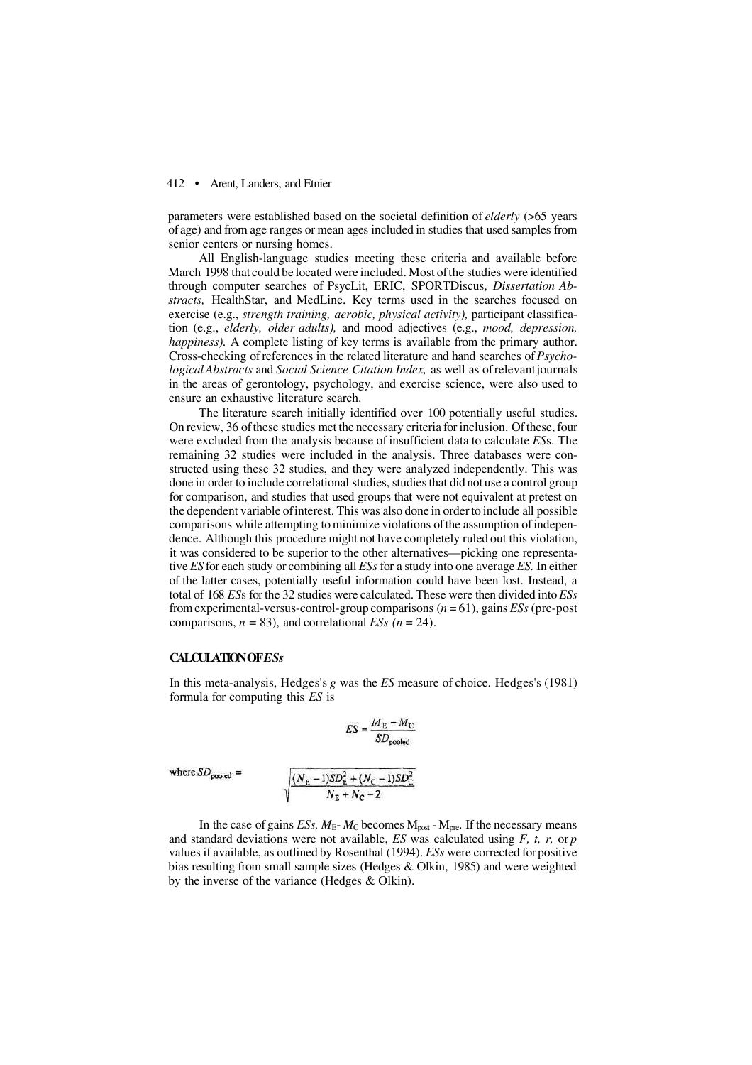parameters were established based on the societal definition of *elderly* (>65 years of age) and from age ranges or mean ages included in studies that used samples from senior centers or nursing homes.

All English-language studies meeting these criteria and available before March 1998 that could be located were included. Most of the studies were identified through computer searches of PsycLit, ERIC, SPORTDiscus, *Dissertation Abstracts,* HealthStar, and MedLine. Key terms used in the searches focused on exercise (e.g., *strength training, aerobic, physical activity),* participant classification (e.g., *elderly, older adults),* and mood adjectives (e.g., *mood, depression, happiness).* A complete listing of key terms is available from the primary author. Cross-checking of references in the related literature and hand searches of *Psychological Abstracts* and *Social Science Citation Index,* as well as of relevant journals in the areas of gerontology, psychology, and exercise science, were also used to ensure an exhaustive literature search.

The literature search initially identified over 100 potentially useful studies. On review, 36 of these studies met the necessary criteria for inclusion. Of these, four were excluded from the analysis because of insufficient data to calculate *ES*s. The remaining 32 studies were included in the analysis. Three databases were constructed using these 32 studies, and they were analyzed independently. This was done in order to include correlational studies, studies that did not use a control group for comparison, and studies that used groups that were not equivalent at pretest on the dependent variable of interest. This was also done in order to include all possible comparisons while attempting to minimize violations of the assumption of independence. Although this procedure might not have completely ruled out this violation, it was considered to be superior to the other alternatives—picking one representative *ES* for each study or combining all *ESs* for a study into one average *ES.* In either of the latter cases, potentially useful information could have been lost. Instead, a total of 168 *ES*s for the 32 studies were calculated. These were then divided into *ESs* from experimental-versus-control-group comparisons ($n = 61$), gains *ESs* (pre-post comparisons, $n = 83$), and correlational *ESs* ($n = 24$).

## CALCULATION OF *ESs*

In this meta-analysis, Hedges's *g* was the *ES* measure of choice. Hedges's (1981) formula for computing this *ES* is

$$ES = \frac{M_E - M_C}{SD_{pooled}}$$

where

$$SD_{pooled} = \sqrt{\frac{(N_E - 1)SD_E^2 + (N_C - 1)SD_C^2}{N_E + N_C - 2}}$$

In the case of gains *ESs,* $M_E - M_C$ becomes $M_{post} - M_{pre}$. If the necessary means and standard deviations were not available, *ES* was calculated using *F, t, r,* or *p* values if available, as outlined by Rosenthal (1994). *ESs* were corrected for positive bias resulting from small sample sizes (Hedges & Olkin, 1985) and were weighted by the inverse of the variance (Hedges & Olkin).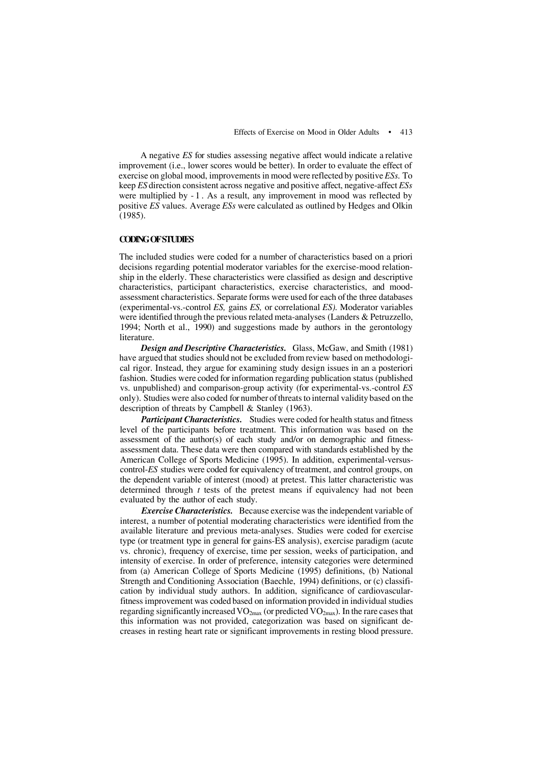A negative *ES* for studies assessing negative affect would indicate a relative improvement (i.e., lower scores would be better). In order to evaluate the effect of exercise on global mood, improvements in mood were reflected by positive *ESs.* To keep *ES* direction consistent across negative and positive affect, negative-affect *ESs* were multiplied by - 1 . As a result, any improvement in mood was reflected by positive *ES* values. Average *ESs* were calculated as outlined by Hedges and Olkin (1985).

## CODING OF STUDIES

The included studies were coded for a number of characteristics based on a priori decisions regarding potential moderator variables for the exercise-mood relationship in the elderly. These characteristics were classified as design and descriptive characteristics, participant characteristics, exercise characteristics, and mood-assessment characteristics. Separate forms were used for each of the three databases (experimental-vs.-control *ES,* gains *ES,* or correlational *ES).* Moderator variables were identified through the previous related meta-analyses (Landers & Petruzzello, 1994; North et al., 1990) and suggestions made by authors in the gerontology literature.

***Design and Descriptive Characteristics.*** Glass, McGaw, and Smith (1981) have argued that studies should not be excluded from review based on methodological rigor. Instead, they argue for examining study design issues in an a posteriori fashion. Studies were coded for information regarding publication status (published vs. unpublished) and comparison-group activity (for experimental-vs.-control *ES* only). Studies were also coded for number of threats to internal validity based on the description of threats by Campbell & Stanley (1963).

***Participant Characteristics.*** Studies were coded for health status and fitness level of the participants before treatment. This information was based on the assessment of the author(s) of each study and/or on demographic and fitness-assessment data. These data were then compared with standards established by the American College of Sports Medicine (1995). In addition, experimental-versus-control-*ES* studies were coded for equivalency of treatment, and control groups, on the dependent variable of interest (mood) at pretest. This latter characteristic was determined through *t* tests of the pretest means if equivalency had not been evaluated by the author of each study.

***Exercise Characteristics.*** Because exercise was the independent variable of interest, a number of potential moderating characteristics were identified from the available literature and previous meta-analyses. Studies were coded for exercise type (or treatment type in general for gains-ES analysis), exercise paradigm (acute vs. chronic), frequency of exercise, time per session, weeks of participation, and intensity of exercise. In order of preference, intensity categories were determined from (a) American College of Sports Medicine (1995) definitions, (b) National Strength and Conditioning Association (Baechle, 1994) definitions, or (c) classification by individual study authors. In addition, significance of cardiovascular-fitness improvement was coded based on information provided in individual studies regarding significantly increased $VO_{2max}$ (or predicted $VO_{2max}$). In the rare cases that this information was not provided, categorization was based on significant decreases in resting heart rate or significant improvements in resting blood pressure.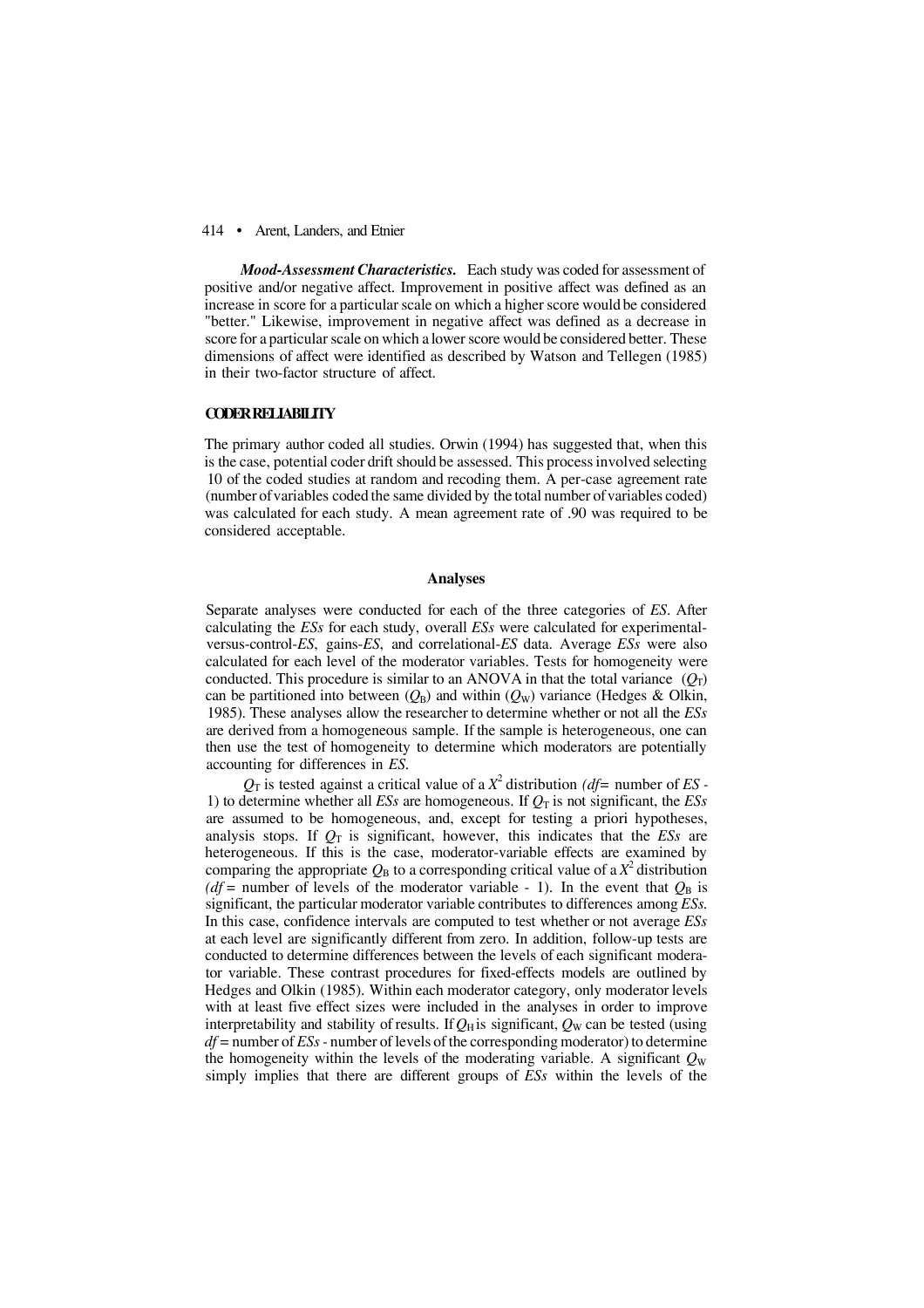***Mood-Assessment Characteristics.*** Each study was coded for assessment of positive and/or negative affect. Improvement in positive affect was defined as an increase in score for a particular scale on which a higher score would be considered "better." Likewise, improvement in negative affect was defined as a decrease in score for a particular scale on which a lower score would be considered better. These dimensions of affect were identified as described by Watson and Tellegen (1985) in their two-factor structure of affect.

### CODER RELIABILITY

The primary author coded all studies. Orwin (1994) has suggested that, when this is the case, potential coder drift should be assessed. This process involved selecting 10 of the coded studies at random and recoding them. A per-case agreement rate (number of variables coded the same divided by the total number of variables coded) was calculated for each study. A mean agreement rate of .90 was required to be considered acceptable.

## Analyses

Separate analyses were conducted for each of the three categories of *ES*. After calculating the *ESs* for each study, overall *ESs* were calculated for experimental-versus-control-*ES*, gains-*ES*, and correlational-*ES* data. Average *ESs* were also calculated for each level of the moderator variables. Tests for homogeneity were conducted. This procedure is similar to an ANOVA in that the total variance ($Q_T$) can be partitioned into between ($Q_B$) and within ($Q_W$) variance (Hedges & Olkin, 1985). These analyses allow the researcher to determine whether or not all the *ESs* are derived from a homogeneous sample. If the sample is heterogeneous, one can then use the test of homogeneity to determine which moderators are potentially accounting for differences in *ES*.

$Q_T$ is tested against a critical value of a $X^2$ distribution (*df* = number of *ES* - 1) to determine whether all *ESs* are homogeneous. If $Q_T$ is not significant, the *ESs* are assumed to be homogeneous, and, except for testing a priori hypotheses, analysis stops. If $Q_T$ is significant, however, this indicates that the *ESs* are heterogeneous. If this is the case, moderator-variable effects are examined by comparing the appropriate $Q_B$ to a corresponding critical value of a $X^2$ distribution (*df* = number of levels of the moderator variable - 1). In the event that $Q_B$ is significant, the particular moderator variable contributes to differences among *ESs*. In this case, confidence intervals are computed to test whether or not average *ESs* at each level are significantly different from zero. In addition, follow-up tests are conducted to determine differences between the levels of each significant moderator variable. These contrast procedures for fixed-effects models are outlined by Hedges and Olkin (1985). Within each moderator category, only moderator levels with at least five effect sizes were included in the analyses in order to improve interpretability and stability of results. If $Q_H$ is significant, $Q_W$ can be tested (using *df* = number of *ESs* - number of levels of the corresponding moderator) to determine the homogeneity within the levels of the moderating variable. A significant $Q_W$ simply implies that there are different groups of *ESs* within the levels of the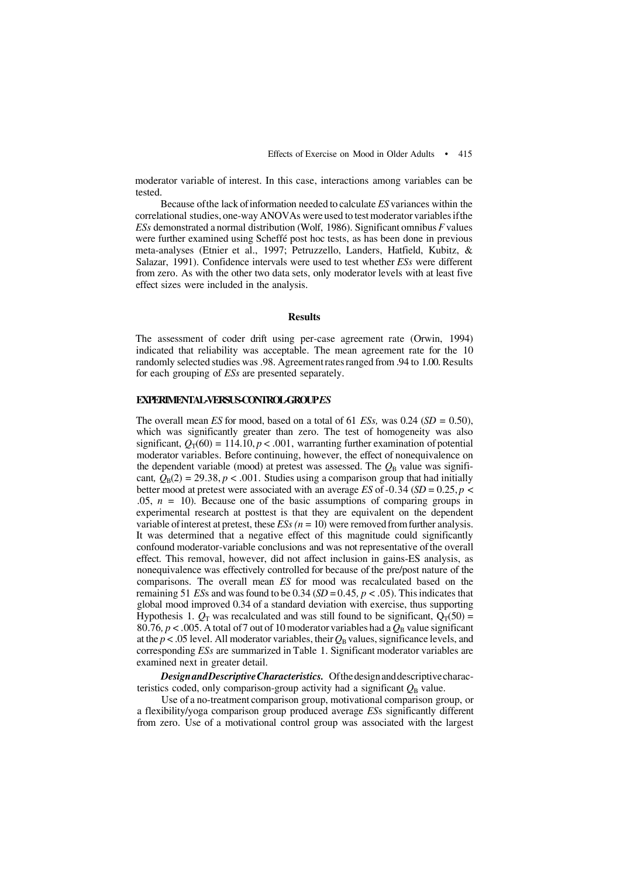moderator variable of interest. In this case, interactions among variables can be tested.

Because of the lack of information needed to calculate *ES* variances within the correlational studies, one-way ANOVAs were used to test moderator variables if the *ESs* demonstrated a normal distribution (Wolf, 1986). Significant omnibus *F* values were further examined using Scheffé post hoc tests, as has been done in previous meta-analyses (Etnier et al., 1997; Petruzzello, Landers, Hatfield, Kubitz, & Salazar, 1991). Confidence intervals were used to test whether *ESs* were different from zero. As with the other two data sets, only moderator levels with at least five effect sizes were included in the analysis.

## Results

The assessment of coder drift using per-case agreement rate (Orwin, 1994) indicated that reliability was acceptable. The mean agreement rate for the 10 randomly selected studies was .98. Agreement rates ranged from .94 to 1.00. Results for each grouping of *ESs* are presented separately.

### EXPERIMENTAL-VERSUS-CONTROL-GROUP *ES*

The overall mean *ES* for mood, based on a total of 61 *ESs,* was 0.24 ($SD = 0.50$), which was significantly greater than zero. The test of homogeneity was also significant, $Q_T(60) = 114.10, p < .001$, warranting further examination of potential moderator variables. Before continuing, however, the effect of nonequivalence on the dependent variable (mood) at pretest was assessed. The $Q_B$ value was significant, $Q_B(2) = 29.38, p < .001$. Studies using a comparison group that had initially better mood at pretest were associated with an average *ES* of -0.34 ($SD = 0.25, p < .05, n = 10$). Because one of the basic assumptions of comparing groups in experimental research at posttest is that they are equivalent on the dependent variable of interest at pretest, these *ESs* ($n = 10$) were removed from further analysis. It was determined that a negative effect of this magnitude could significantly confound moderator-variable conclusions and was not representative of the overall effect. This removal, however, did not affect inclusion in gains-ES analysis, as nonequivalence was effectively controlled for because of the pre/post nature of the comparisons. The overall mean *ES* for mood was recalculated based on the remaining 51 *ES*s and was found to be 0.34 ($SD = 0.45, p < .05$). This indicates that global mood improved 0.34 of a standard deviation with exercise, thus supporting Hypothesis 1. $Q_T$ was recalculated and was still found to be significant, $Q_T(50) = 80.76, p < .005$. A total of 7 out of 10 moderator variables had a $Q_B$ value significant at the $p < .05$ level. All moderator variables, their $Q_B$ values, significance levels, and corresponding *ESs* are summarized in Table 1. Significant moderator variables are examined next in greater detail.

***Design and Descriptive Characteristics.*** Of the design and descriptive characteristics coded, only comparison-group activity had a significant $Q_B$ value.

Use of a no-treatment comparison group, motivational comparison group, or a flexibility/yoga comparison group produced average *ES*s significantly different from zero. Use of a motivational control group was associated with the largest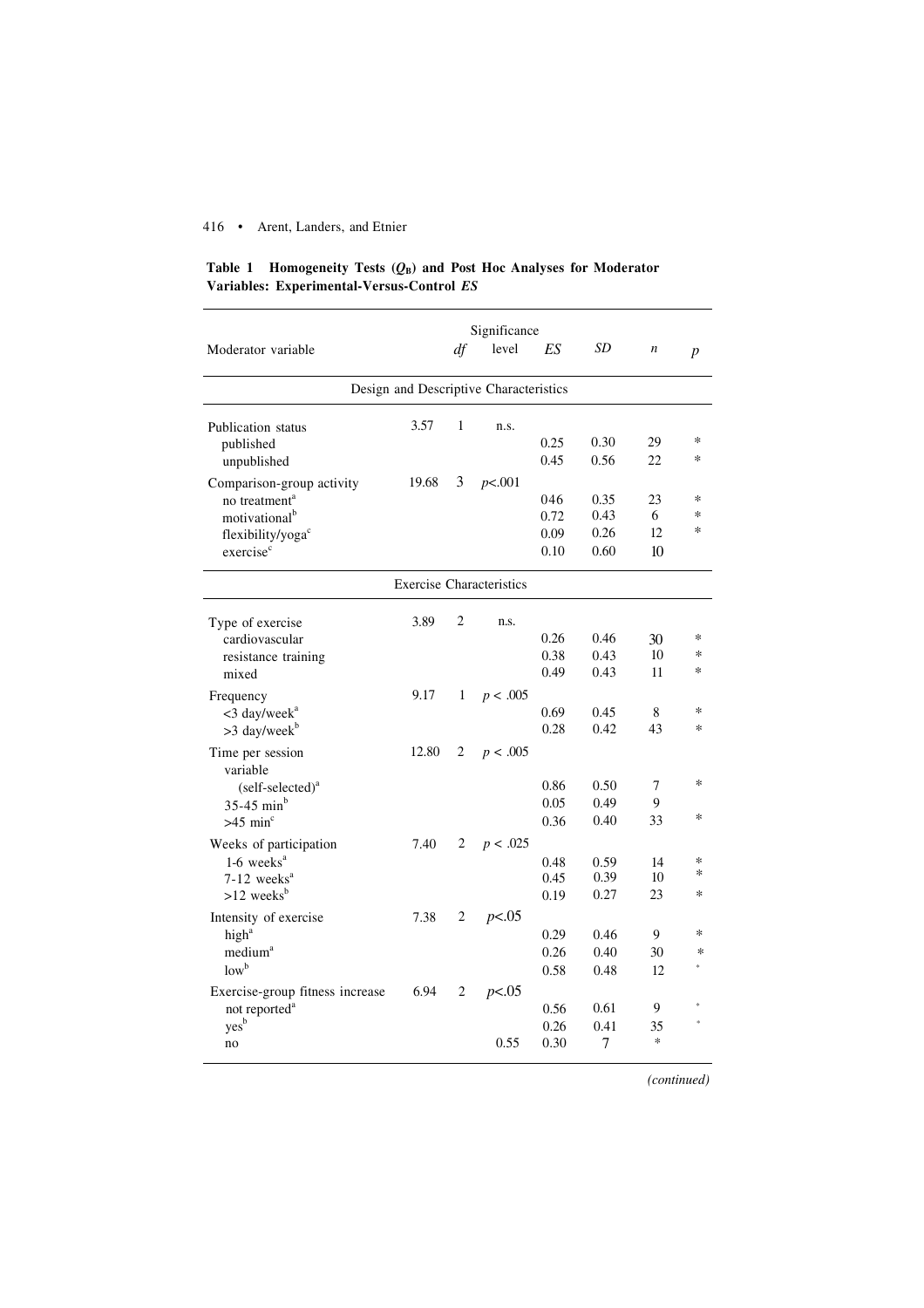**Table 1 Homogeneity Tests ($Q_B$) and Post Hoc Analyses for Moderator Variables: Experimental-Versus-Control *ES***

| Moderator variable | | *df* | Significance level | *ES* | *SD* | *n* | *p* |
|---|---|---|---|---|---|---|---|
| **Design and Descriptive Characteristics** | | | | | | | |
| Publication status | 3.57 | 1 | n.s. | | | | |
| published | | | | 0.25 | 0.30 | 29 | * |
| unpublished | | | | 0.45 | 0.56 | 22 | * |
| Comparison-group activity | 19.68 | 3 | $p<.001$ | | | | |
| no treatment[a] | | | | 046 | 0.35 | 23 | * |
| motivational[b] | | | | 0.72 | 0.43 | 6 | * |
| flexibility/yoga[c] | | | | 0.09 | 0.26 | 12 | * |
| exercise[c] | | | | 0.10 | 0.60 | 10 | |
| **Exercise Characteristics** | | | | | | | |
| Type of exercise | 3.89 | 2 | n.s. | | | | |
| cardiovascular | | | | 0.26 | 0.46 | 30 | * |
| resistance training | | | | 0.38 | 0.43 | 10 | * |
| mixed | | | | 0.49 | 0.43 | 11 | * |
| Frequency | 9.17 | 1 | $p < .005$ | | | | |
| <3 day/week[a] | | | | 0.69 | 0.45 | 8 | * |
| >3 day/week[b] | | | | 0.28 | 0.42 | 43 | * |
| Time per session | 12.80 | 2 | $p < .005$ | | | | |
| variable (self-selected)[a] | | | | 0.86 | 0.50 | 7 | * |
| 35-45 min[b] | | | | 0.05 | 0.49 | 9 | |
| >45 min[c] | | | | 0.36 | 0.40 | 33 | * |
| Weeks of participation | 7.40 | 2 | $p < .025$ | | | | |
| 1-6 weeks[a] | | | | 0.48 | 0.59 | 14 | * |
| 7-12 weeks[a] | | | | 0.45 | 0.39 | 10 | * |
| >12 weeks[b] | | | | 0.19 | 0.27 | 23 | * |
| Intensity of exercise | 7.38 | 2 | $p<.05$ | | | | |
| high[a] | | | | 0.29 | 0.46 | 9 | * |
| medium[a] | | | | 0.26 | 0.40 | 30 | * |
| low[b] | | | | 0.58 | 0.48 | 12 | * |
| Exercise-group fitness increase | 6.94 | 2 | $p<.05$ | | | | |
| not reported[a] | | | | 0.56 | 0.61 | 9 | * |
| yes[b] | | | | 0.26 | 0.41 | 35 | * |
| no | | | 0.55 | 0.30 | 7 | * | |

*(continued)*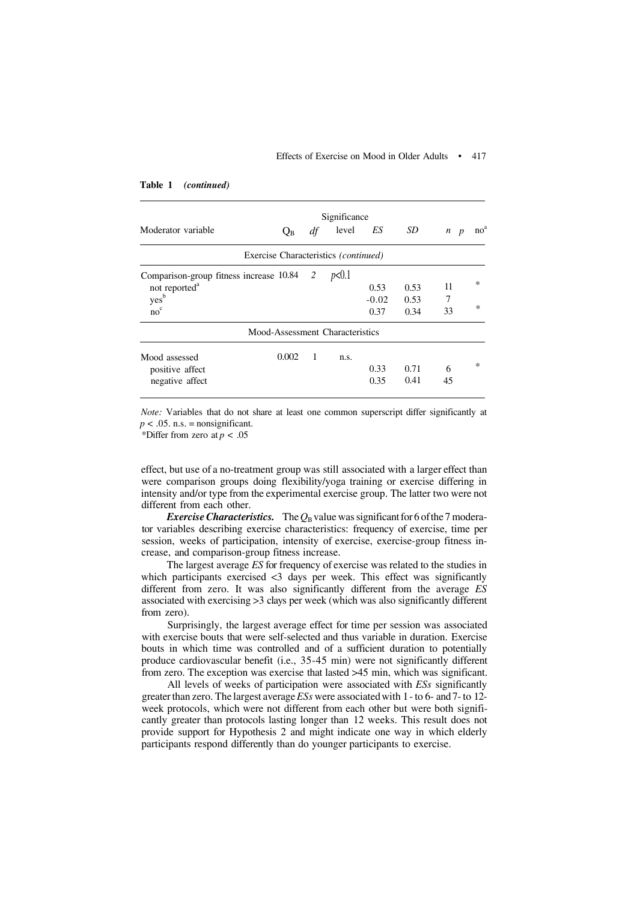**Table 1** *(continued)*

| Moderator variable | $Q_B$ | *df* | Significance level | *ES* | *SD* | *n* | *p* | no[a] |
|---|---|---|---|---|---|---|---|---|
| | | | Exercise Characteristics *(continued)* | | | | | |
| Comparison-group fitness increase | 10.84 | 2 | $p<0.1$ | | | | | |
| not reported[a] | | | | 0.53 | 0.53 | 11 | | * |
| yes[b] | | | | -0.02 | 0.53 | 7 | | |
| no[c] | | | | 0.37 | 0.34 | 33 | | * |
| | | | Mood-Assessment Characteristics | | | | | |
| Mood assessed | 0.002 | 1 | n.s. | | | | | |
| positive affect | | | | 0.33 | 0.71 | 6 | | * |
| negative affect | | | | 0.35 | 0.41 | 45 | | |

*Note:* Variables that do not share at least one common superscript differ significantly at $p < .05$. n.s. = nonsignificant.
*Differ from zero at $p < .05$

effect, but use of a no-treatment group was still associated with a larger effect than were comparison groups doing flexibility/yoga training or exercise differing in intensity and/or type from the experimental exercise group. The latter two were not different from each other.

***Exercise Characteristics.*** The $Q_B$ value was significant for 6 of the 7 moderator variables describing exercise characteristics: frequency of exercise, time per session, weeks of participation, intensity of exercise, exercise-group fitness increase, and comparison-group fitness increase.

The largest average *ES* for frequency of exercise was related to the studies in which participants exercised <3 days per week. This effect was significantly different from zero. It was also significantly different from the average *ES* associated with exercising >3 clays per week (which was also significantly different from zero).

Surprisingly, the largest average effect for time per session was associated with exercise bouts that were self-selected and thus variable in duration. Exercise bouts in which time was controlled and of a sufficient duration to potentially produce cardiovascular benefit (i.e., 35-45 min) were not significantly different from zero. The exception was exercise that lasted >45 min, which was significant.

All levels of weeks of participation were associated with *ESs* significantly greater than zero. The largest average *ESs* were associated with 1- to 6- and 7- to 12-week protocols, which were not different from each other but were both significantly greater than protocols lasting longer than 12 weeks. This result does not provide support for Hypothesis 2 and might indicate one way in which elderly participants respond differently than do younger participants to exercise.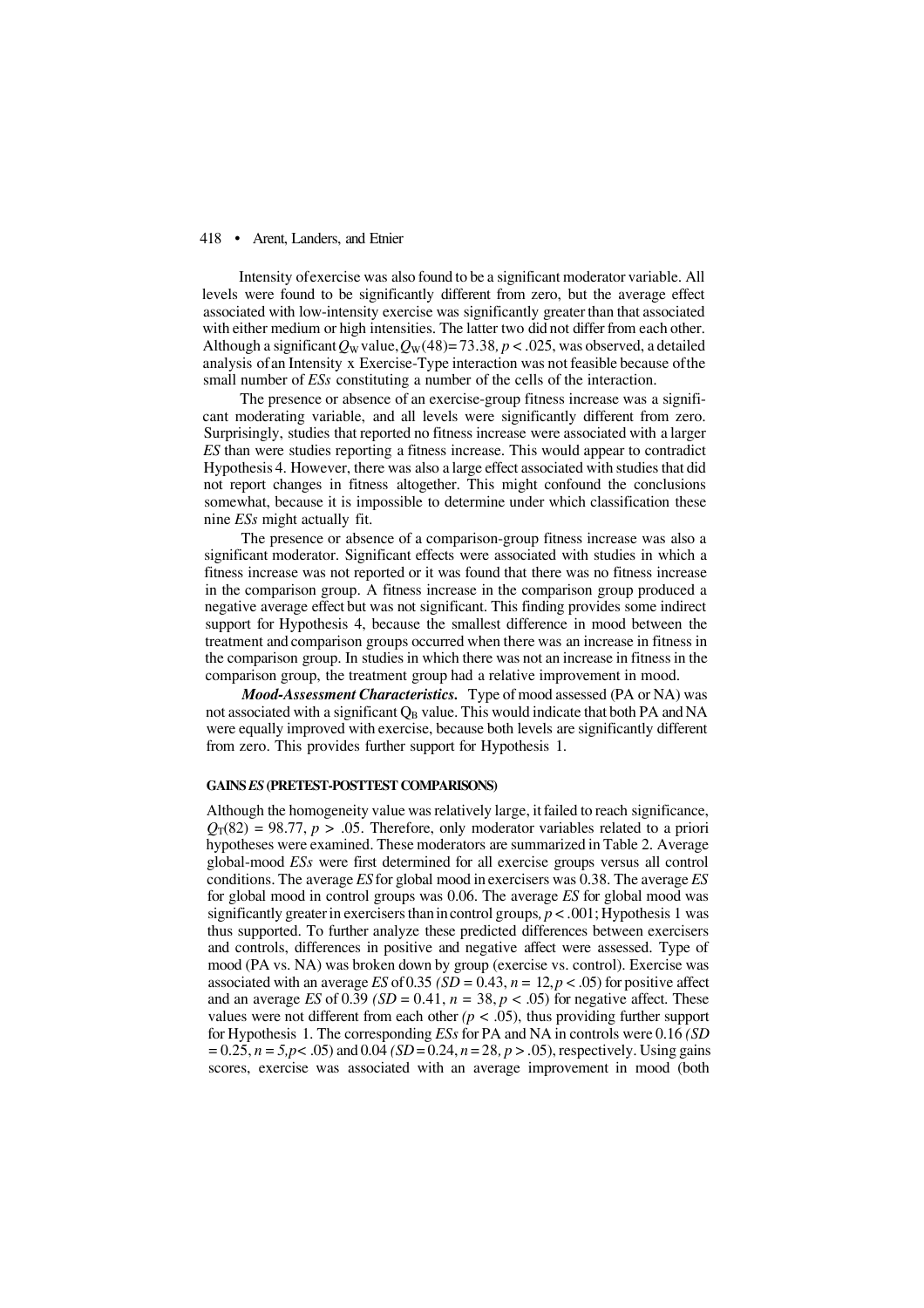Intensity of exercise was also found to be a significant moderator variable. All levels were found to be significantly different from zero, but the average effect associated with low-intensity exercise was significantly greater than that associated with either medium or high intensities. The latter two did not differ from each other. Although a significant $Q_W$ value, $Q_W(48) = 73.38$, $p < .025$, was observed, a detailed analysis of an Intensity x Exercise-Type interaction was not feasible because of the small number of *ESs* constituting a number of the cells of the interaction.

The presence or absence of an exercise-group fitness increase was a significant moderating variable, and all levels were significantly different from zero. Surprisingly, studies that reported no fitness increase were associated with a larger *ES* than were studies reporting a fitness increase. This would appear to contradict Hypothesis 4. However, there was also a large effect associated with studies that did not report changes in fitness altogether. This might confound the conclusions somewhat, because it is impossible to determine under which classification these nine *ESs* might actually fit.

The presence or absence of a comparison-group fitness increase was also a significant moderator. Significant effects were associated with studies in which a fitness increase was not reported or it was found that there was no fitness increase in the comparison group. A fitness increase in the comparison group produced a negative average effect but was not significant. This finding provides some indirect support for Hypothesis 4, because the smallest difference in mood between the treatment and comparison groups occurred when there was an increase in fitness in the comparison group. In studies in which there was not an increase in fitness in the comparison group, the treatment group had a relative improvement in mood.

***Mood-Assessment Characteristics.*** Type of mood assessed (PA or NA) was not associated with a significant $Q_B$ value. This would indicate that both PA and NA were equally improved with exercise, because both levels are significantly different from zero. This provides further support for Hypothesis 1.

#### GAINS *ES* (PRETEST-POSTTEST COMPARISONS)

Although the homogeneity value was relatively large, it failed to reach significance, $Q_T(82) = 98.77$, $p > .05$. Therefore, only moderator variables related to a priori hypotheses were examined. These moderators are summarized in Table 2. Average global-mood *ESs* were first determined for all exercise groups versus all control conditions. The average *ES* for global mood in exercisers was 0.38. The average *ES* for global mood in control groups was 0.06. The average *ES* for global mood was significantly greater in exercisers than in control groups, $p < .001$; Hypothesis 1 was thus supported. To further analyze these predicted differences between exercisers and controls, differences in positive and negative affect were assessed. Type of mood (PA vs. NA) was broken down by group (exercise vs. control). Exercise was associated with an average *ES* of 0.35 ($SD = 0.43$, $n = 12$, $p < .05$) for positive affect and an average *ES* of 0.39 ($SD = 0.41$, $n = 38$, $p < .05$) for negative affect. These values were not different from each other ($p < .05$), thus providing further support for Hypothesis 1. The corresponding *ESs* for PA and NA in controls were 0.16 ($SD = 0.25$, $n = 5$, $p < .05$) and 0.04 ($SD = 0.24$, $n = 28$, $p > .05$), respectively. Using gains scores, exercise was associated with an average improvement in mood (both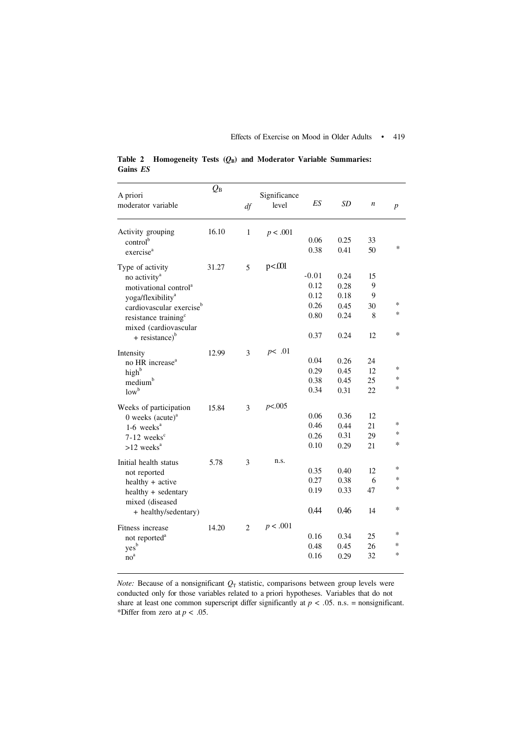**Table 2 Homogeneity Tests ($Q_B$) and Moderator Variable Summaries: Gains *ES***

| A priori moderator variable | $Q_B$ | *df* | Significance level | *ES* | *SD* | *n* | *p* |
|---|---|---|---|---|---|---|---|
| Activity grouping | 16.10 | 1 | $p < .001$ | | | | |
| control[b] | | | | 0.06 | 0.25 | 33 | |
| exercise[a] | | | | 0.38 | 0.41 | 50 | * |
| Type of activity | 31.27 | 5 | $p < .001$ | | | | |
| no activity[a] | | | | -0.01 | 0.24 | 15 | |
| motivational control[a] | | | | 0.12 | 0.28 | 9 | |
| yoga/flexibility[a] | | | | 0.12 | 0.18 | 9 | |
| cardiovascular exercise[b] | | | | 0.26 | 0.45 | 30 | * |
| resistance training[c] | | | | 0.80 | 0.24 | 8 | * |
| mixed (cardiovascular + resistance)[b] | | | | 0.37 | 0.24 | 12 | * |
| Intensity | 12.99 | 3 | $p < .01$ | | | | |
| no HR increase[a] | | | | 0.04 | 0.26 | 24 | |
| high[b] | | | | 0.29 | 0.45 | 12 | * |
| medium[b] | | | | 0.38 | 0.45 | 25 | * |
| low[b] | | | | 0.34 | 0.31 | 22 | * |
| Weeks of participation | 15.84 | 3 | $p < .005$ | | | | |
| 0 weeks (acute)[a] | | | | 0.06 | 0.36 | 12 | |
| 1-6 weeks[a] | | | | 0.46 | 0.44 | 21 | * |
| 7-12 weeks[c] | | | | 0.26 | 0.31 | 29 | * |
| >12 weeks[a] | | | | 0.10 | 0.29 | 21 | * |
| Initial health status | 5.78 | 3 | n.s. | | | | |
| not reported | | | | 0.35 | 0.40 | 12 | * |
| healthy + active | | | | 0.27 | 0.38 | 6 | * |
| healthy + sedentary | | | | 0.19 | 0.33 | 47 | * |
| mixed (diseased + healthy/sedentary) | | | | 0.44 | 0.46 | 14 | * |
| Fitness increase | 14.20 | 2 | $p < .001$ | | | | |
| not reported[a] | | | | 0.16 | 0.34 | 25 | * |
| yes[b] | | | | 0.48 | 0.45 | 26 | * |
| no[a] | | | | 0.16 | 0.29 | 32 | * |

*Note:* Because of a nonsignificant $Q_T$ statistic, comparisons between group levels were conducted only for those variables related to a priori hypotheses. Variables that do not share at least one common superscript differ significantly at $p < .05$. n.s. = nonsignificant. *Differ from zero at $p < .05$.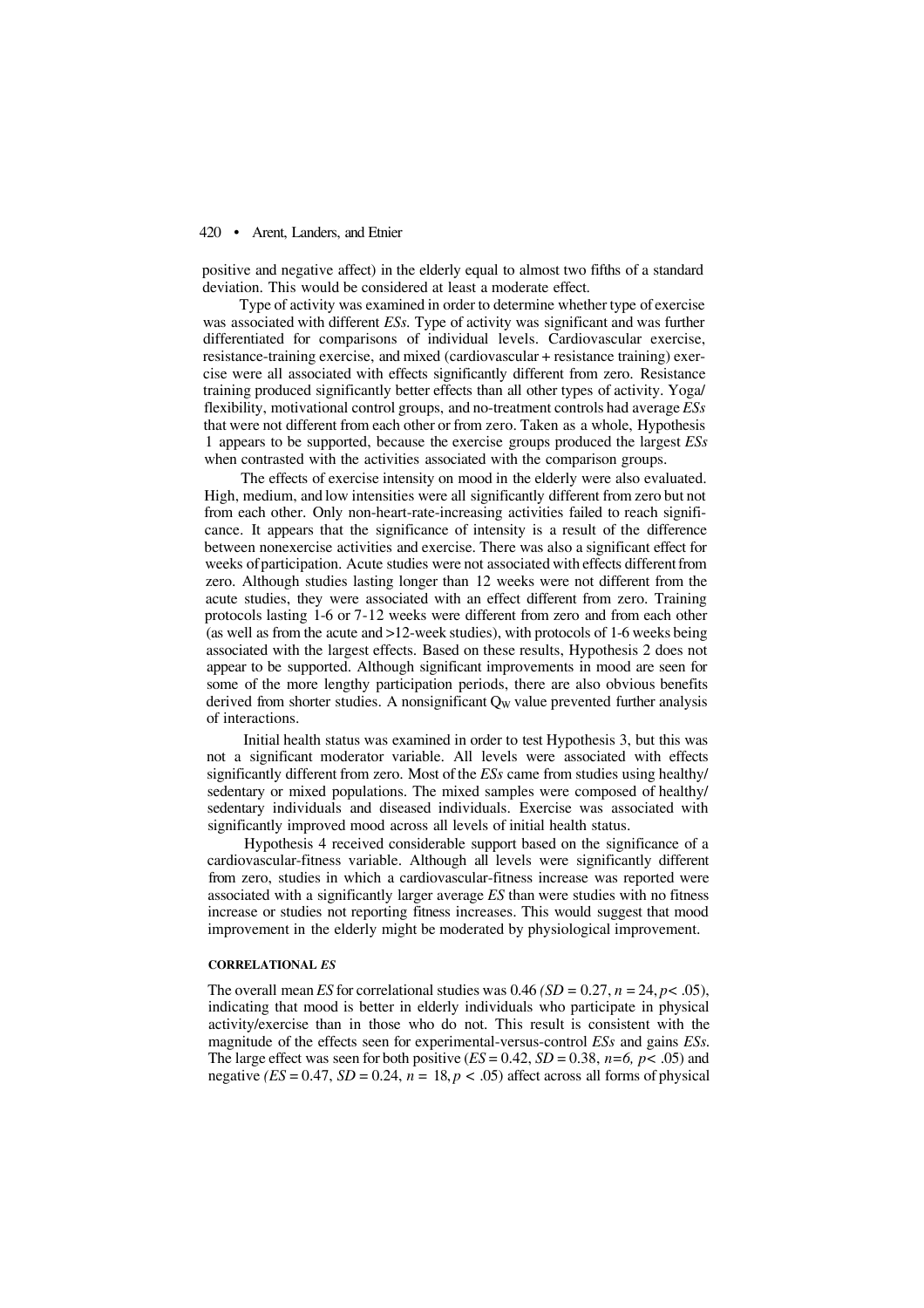positive and negative affect) in the elderly equal to almost two fifths of a standard deviation. This would be considered at least a moderate effect.

Type of activity was examined in order to determine whether type of exercise was associated with different *ESs*. Type of activity was significant and was further differentiated for comparisons of individual levels. Cardiovascular exercise, resistance-training exercise, and mixed (cardiovascular + resistance training) exercise were all associated with effects significantly different from zero. Resistance training produced significantly better effects than all other types of activity. Yoga/flexibility, motivational control groups, and no-treatment controls had average *ESs* that were not different from each other or from zero. Taken as a whole, Hypothesis 1 appears to be supported, because the exercise groups produced the largest *ESs* when contrasted with the activities associated with the comparison groups.

The effects of exercise intensity on mood in the elderly were also evaluated. High, medium, and low intensities were all significantly different from zero but not from each other. Only non-heart-rate-increasing activities failed to reach significance. It appears that the significance of intensity is a result of the difference between nonexercise activities and exercise. There was also a significant effect for weeks of participation. Acute studies were not associated with effects different from zero. Although studies lasting longer than 12 weeks were not different from the acute studies, they were associated with an effect different from zero. Training protocols lasting 1-6 or 7-12 weeks were different from zero and from each other (as well as from the acute and >12-week studies), with protocols of 1-6 weeks being associated with the largest effects. Based on these results, Hypothesis 2 does not appear to be supported. Although significant improvements in mood are seen for some of the more lengthy participation periods, there are also obvious benefits derived from shorter studies. A nonsignificant $Q_W$ value prevented further analysis of interactions.

Initial health status was examined in order to test Hypothesis 3, but this was not a significant moderator variable. All levels were associated with effects significantly different from zero. Most of the *ESs* came from studies using healthy/sedentary or mixed populations. The mixed samples were composed of healthy/sedentary individuals and diseased individuals. Exercise was associated with significantly improved mood across all levels of initial health status.

Hypothesis 4 received considerable support based on the significance of a cardiovascular-fitness variable. Although all levels were significantly different from zero, studies in which a cardiovascular-fitness increase was reported were associated with a significantly larger average *ES* than were studies with no fitness increase or studies not reporting fitness increases. This would suggest that mood improvement in the elderly might be moderated by physiological improvement.

#### CORRELATIONAL *ES*

The overall mean *ES* for correlational studies was 0.46 ($SD = 0.27$, $n = 24$, $p < .05$), indicating that mood is better in elderly individuals who participate in physical activity/exercise than in those who do not. This result is consistent with the magnitude of the effects seen for experimental-versus-control *ESs* and gains *ESs*. The large effect was seen for both positive ($ES = 0.42$, $SD = 0.38$, $n = 6$, $p < .05$) and negative ($ES = 0.47$, $SD = 0.24$, $n = 18$, $p < .05$) affect across all forms of physical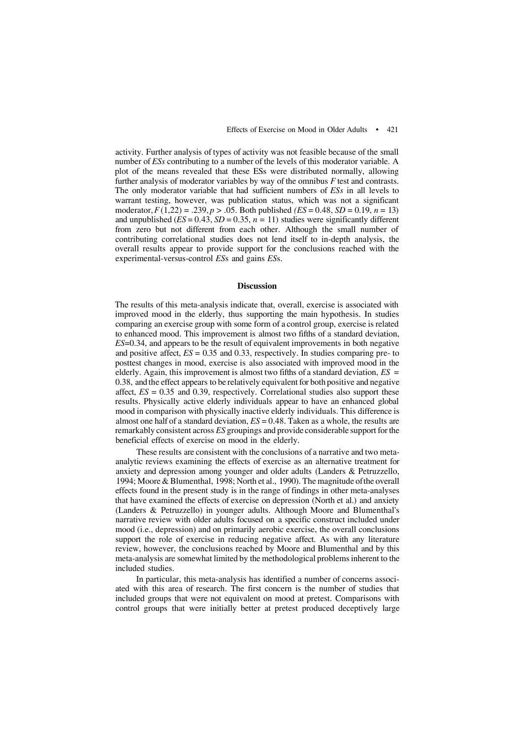activity. Further analysis of types of activity was not feasible because of the small number of *ESs* contributing to a number of the levels of this moderator variable. A plot of the means revealed that these ESs were distributed normally, allowing further analysis of moderator variables by way of the omnibus *F* test and contrasts. The only moderator variable that had sufficient numbers of *ESs* in all levels to warrant testing, however, was publication status, which was not a significant moderator, $F(1,22) = .239, p > .05$. Both published ($ES = 0.48$, $SD = 0.19$, $n = 13$) and unpublished ($ES = 0.43$, $SD = 0.35$, $n = 11$) studies were significantly different from zero but not different from each other. Although the small number of contributing correlational studies does not lend itself to in-depth analysis, the overall results appear to provide support for the conclusions reached with the experimental-versus-control *ES*s and gains *ES*s.

## Discussion

The results of this meta-analysis indicate that, overall, exercise is associated with improved mood in the elderly, thus supporting the main hypothesis. In studies comparing an exercise group with some form of a control group, exercise is related to enhanced mood. This improvement is almost two fifths of a standard deviation, $ES$=0.34, and appears to be the result of equivalent improvements in both negative and positive affect, $ES = 0.35$ and 0.33, respectively. In studies comparing pre- to posttest changes in mood, exercise is also associated with improved mood in the elderly. Again, this improvement is almost two fifths of a standard deviation, $ES = 0.38$, and the effect appears to be relatively equivalent for both positive and negative affect, $ES = 0.35$ and 0.39, respectively. Correlational studies also support these results. Physically active elderly individuals appear to have an enhanced global mood in comparison with physically inactive elderly individuals. This difference is almost one half of a standard deviation, $ES = 0.48$. Taken as a whole, the results are remarkably consistent across *ES* groupings and provide considerable support for the beneficial effects of exercise on mood in the elderly.

These results are consistent with the conclusions of a narrative and two meta-analytic reviews examining the effects of exercise as an alternative treatment for anxiety and depression among younger and older adults (Landers & Petruzzello, 1994; Moore & Blumenthal, 1998; North et al., 1990). The magnitude of the overall effects found in the present study is in the range of findings in other meta-analyses that have examined the effects of exercise on depression (North et al.) and anxiety (Landers & Petruzzello) in younger adults. Although Moore and Blumenthal's narrative review with older adults focused on a specific construct included under mood (i.e., depression) and on primarily aerobic exercise, the overall conclusions support the role of exercise in reducing negative affect. As with any literature review, however, the conclusions reached by Moore and Blumenthal and by this meta-analysis are somewhat limited by the methodological problems inherent to the included studies.

In particular, this meta-analysis has identified a number of concerns associated with this area of research. The first concern is the number of studies that included groups that were not equivalent on mood at pretest. Comparisons with control groups that were initially better at pretest produced deceptively large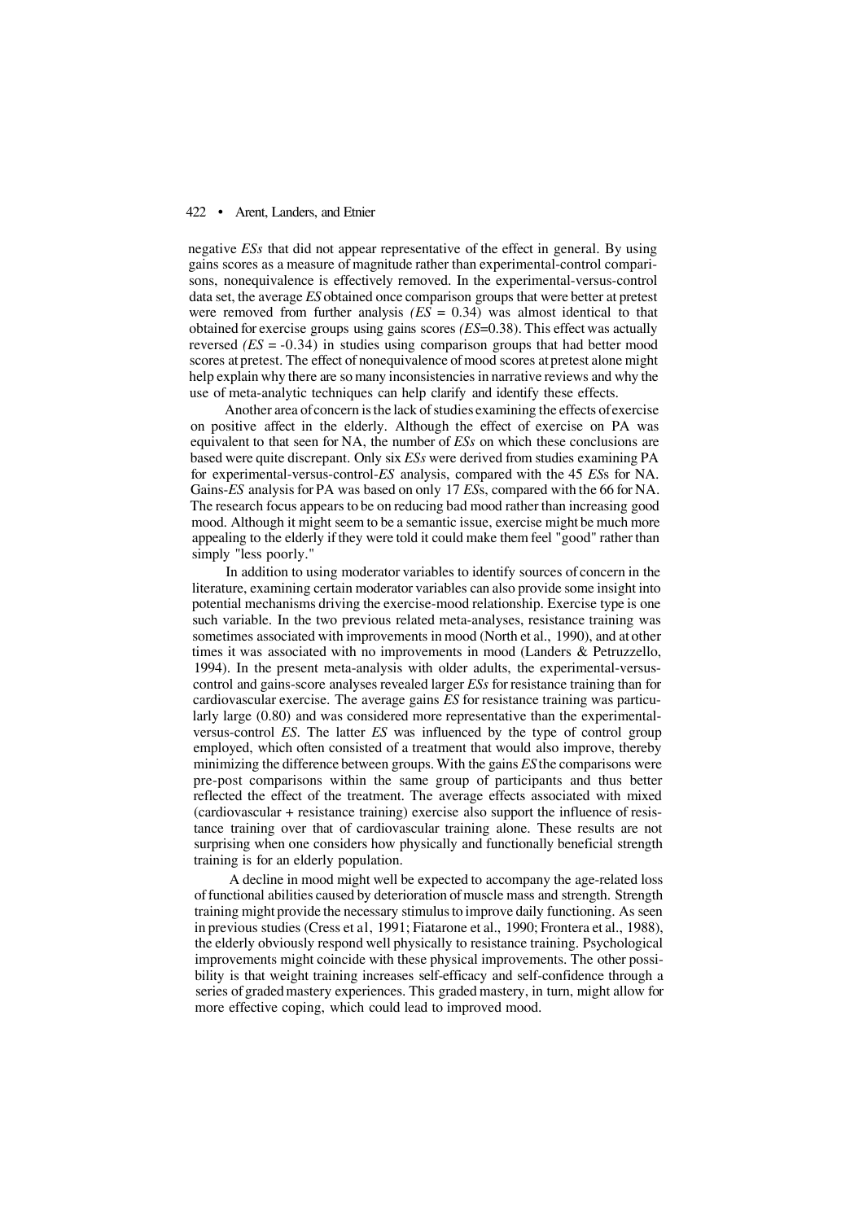negative *ESs* that did not appear representative of the effect in general. By using gains scores as a measure of magnitude rather than experimental-control comparisons, nonequivalence is effectively removed. In the experimental-versus-control data set, the average *ES* obtained once comparison groups that were better at pretest were removed from further analysis *(ES* = 0.34) was almost identical to that obtained for exercise groups using gains scores *(ES*=0.38). This effect was actually reversed *(ES* = -0.34) in studies using comparison groups that had better mood scores at pretest. The effect of nonequivalence of mood scores at pretest alone might help explain why there are so many inconsistencies in narrative reviews and why the use of meta-analytic techniques can help clarify and identify these effects.

Another area of concern is the lack of studies examining the effects of exercise on positive affect in the elderly. Although the effect of exercise on PA was equivalent to that seen for NA, the number of *ESs* on which these conclusions are based were quite discrepant. Only six *ESs* were derived from studies examining PA for experimental-versus-control-*ES* analysis, compared with the 45 *ES*s for NA. Gains-*ES* analysis for PA was based on only 17 *ES*s, compared with the 66 for NA. The research focus appears to be on reducing bad mood rather than increasing good mood. Although it might seem to be a semantic issue, exercise might be much more appealing to the elderly if they were told it could make them feel "good" rather than simply "less poorly."

In addition to using moderator variables to identify sources of concern in the literature, examining certain moderator variables can also provide some insight into potential mechanisms driving the exercise-mood relationship. Exercise type is one such variable. In the two previous related meta-analyses, resistance training was sometimes associated with improvements in mood (North et al., 1990), and at other times it was associated with no improvements in mood (Landers & Petruzzello, 1994). In the present meta-analysis with older adults, the experimental-versus-control and gains-score analyses revealed larger *ESs* for resistance training than for cardiovascular exercise. The average gains *ES* for resistance training was particularly large (0.80) and was considered more representative than the experimental-versus-control *ES*. The latter *ES* was influenced by the type of control group employed, which often consisted of a treatment that would also improve, thereby minimizing the difference between groups. With the gains *ES* the comparisons were pre-post comparisons within the same group of participants and thus better reflected the effect of the treatment. The average effects associated with mixed (cardiovascular + resistance training) exercise also support the influence of resistance training over that of cardiovascular training alone. These results are not surprising when one considers how physically and functionally beneficial strength training is for an elderly population.

A decline in mood might well be expected to accompany the age-related loss of functional abilities caused by deterioration of muscle mass and strength. Strength training might provide the necessary stimulus to improve daily functioning. As seen in previous studies (Cress et a1, 1991; Fiatarone et al., 1990; Frontera et al., 1988), the elderly obviously respond well physically to resistance training. Psychological improvements might coincide with these physical improvements. The other possibility is that weight training increases self-efficacy and self-confidence through a series of graded mastery experiences. This graded mastery, in turn, might allow for more effective coping, which could lead to improved mood.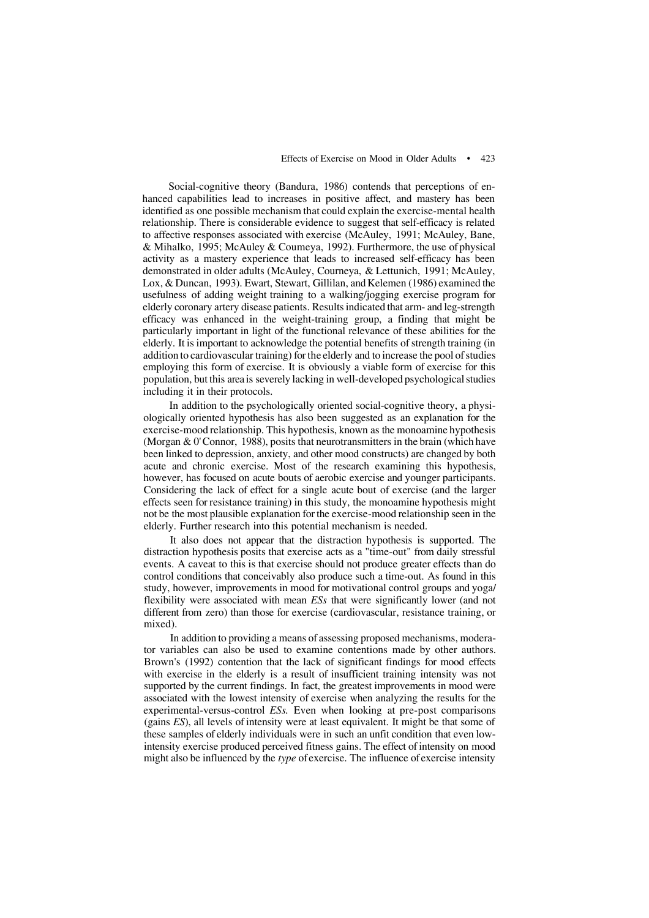Social-cognitive theory (Bandura, 1986) contends that perceptions of enhanced capabilities lead to increases in positive affect, and mastery has been identified as one possible mechanism that could explain the exercise-mental health relationship. There is considerable evidence to suggest that self-efficacy is related to affective responses associated with exercise (McAuley, 1991; McAuley, Bane, & Mihalko, 1995; McAuley & Coumeya, 1992). Furthermore, the use of physical activity as a mastery experience that leads to increased self-efficacy has been demonstrated in older adults (McAuley, Courneya, & Lettunich, 1991; McAuley, Lox, & Duncan, 1993). Ewart, Stewart, Gillilan, and Kelemen (1986) examined the usefulness of adding weight training to a walking/jogging exercise program for elderly coronary artery disease patients. Results indicated that arm- and leg-strength efficacy was enhanced in the weight-training group, a finding that might be particularly important in light of the functional relevance of these abilities for the elderly. It is important to acknowledge the potential benefits of strength training (in addition to cardiovascular training) for the elderly and to increase the pool of studies employing this form of exercise. It is obviously a viable form of exercise for this population, but this area is severely lacking in well-developed psychological studies including it in their protocols.

In addition to the psychologically oriented social-cognitive theory, a physiologically oriented hypothesis has also been suggested as an explanation for the exercise-mood relationship. This hypothesis, known as the monoamine hypothesis (Morgan & 0'Connor, 1988), posits that neurotransmitters in the brain (which have been linked to depression, anxiety, and other mood constructs) are changed by both acute and chronic exercise. Most of the research examining this hypothesis, however, has focused on acute bouts of aerobic exercise and younger participants. Considering the lack of effect for a single acute bout of exercise (and the larger effects seen for resistance training) in this study, the monoamine hypothesis might not be the most plausible explanation for the exercise-mood relationship seen in the elderly. Further research into this potential mechanism is needed.

It also does not appear that the distraction hypothesis is supported. The distraction hypothesis posits that exercise acts as a "time-out" from daily stressful events. A caveat to this is that exercise should not produce greater effects than do control conditions that conceivably also produce such a time-out. As found in this study, however, improvements in mood for motivational control groups and yoga/flexibility were associated with mean *ESs* that were significantly lower (and not different from zero) than those for exercise (cardiovascular, resistance training, or mixed).

In addition to providing a means of assessing proposed mechanisms, moderator variables can also be used to examine contentions made by other authors. Brown's (1992) contention that the lack of significant findings for mood effects with exercise in the elderly is a result of insufficient training intensity was not supported by the current findings. In fact, the greatest improvements in mood were associated with the lowest intensity of exercise when analyzing the results for the experimental-versus-control *ESs.* Even when looking at pre-post comparisons (gains *ES*), all levels of intensity were at least equivalent. It might be that some of these samples of elderly individuals were in such an unfit condition that even low-intensity exercise produced perceived fitness gains. The effect of intensity on mood might also be influenced by the *type* of exercise. The influence of exercise intensity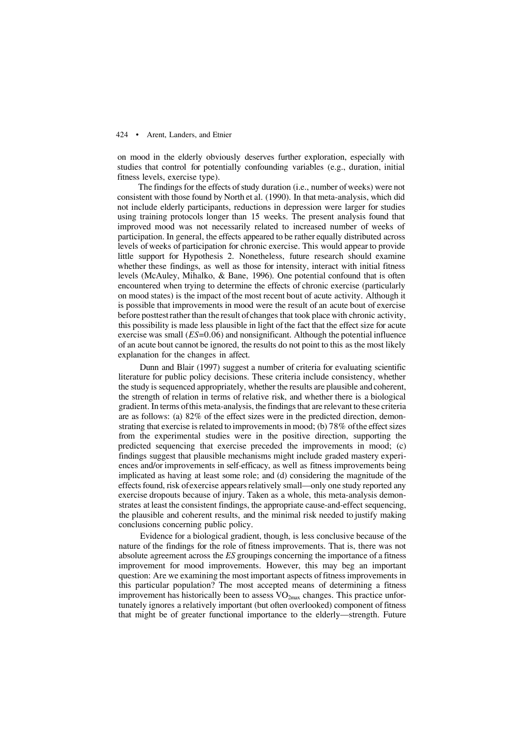on mood in the elderly obviously deserves further exploration, especially with studies that control for potentially confounding variables (e.g., duration, initial fitness levels, exercise type).

The findings for the effects of study duration (i.e., number of weeks) were not consistent with those found by North et al. (1990). In that meta-analysis, which did not include elderly participants, reductions in depression were larger for studies using training protocols longer than 15 weeks. The present analysis found that improved mood was not necessarily related to increased number of weeks of participation. In general, the effects appeared to be rather equally distributed across levels of weeks of participation for chronic exercise. This would appear to provide little support for Hypothesis 2. Nonetheless, future research should examine whether these findings, as well as those for intensity, interact with initial fitness levels (McAuley, Mihalko, & Bane, 1996). One potential confound that is often encountered when trying to determine the effects of chronic exercise (particularly on mood states) is the impact of the most recent bout of acute activity. Although it is possible that improvements in mood were the result of an acute bout of exercise before posttest rather than the result of changes that took place with chronic activity, this possibility is made less plausible in light of the fact that the effect size for acute exercise was small ($ES$=0.06) and nonsignificant. Although the potential influence of an acute bout cannot be ignored, the results do not point to this as the most likely explanation for the changes in affect.

Dunn and Blair (1997) suggest a number of criteria for evaluating scientific literature for public policy decisions. These criteria include consistency, whether the study is sequenced appropriately, whether the results are plausible and coherent, the strength of relation in terms of relative risk, and whether there is a biological gradient. In terms of this meta-analysis, the findings that are relevant to these criteria are as follows: (a) 82% of the effect sizes were in the predicted direction, demonstrating that exercise is related to improvements in mood; (b) 78% of the effect sizes from the experimental studies were in the positive direction, supporting the predicted sequencing that exercise preceded the improvements in mood; (c) findings suggest that plausible mechanisms might include graded mastery experiences and/or improvements in self-efficacy, as well as fitness improvements being implicated as having at least some role; and (d) considering the magnitude of the effects found, risk of exercise appears relatively small—only one study reported any exercise dropouts because of injury. Taken as a whole, this meta-analysis demonstrates at least the consistent findings, the appropriate cause-and-effect sequencing, the plausible and coherent results, and the minimal risk needed to justify making conclusions concerning public policy.

Evidence for a biological gradient, though, is less conclusive because of the nature of the findings for the role of fitness improvements. That is, there was not absolute agreement across the $ES$ groupings concerning the importance of a fitness improvement for mood improvements. However, this may beg an important question: Are we examining the most important aspects of fitness improvements in this particular population? The most accepted means of determining a fitness improvement has historically been to assess $VO_{2max}$ changes. This practice unfortunately ignores a relatively important (but often overlooked) component of fitness that might be of greater functional importance to the elderly—strength. Future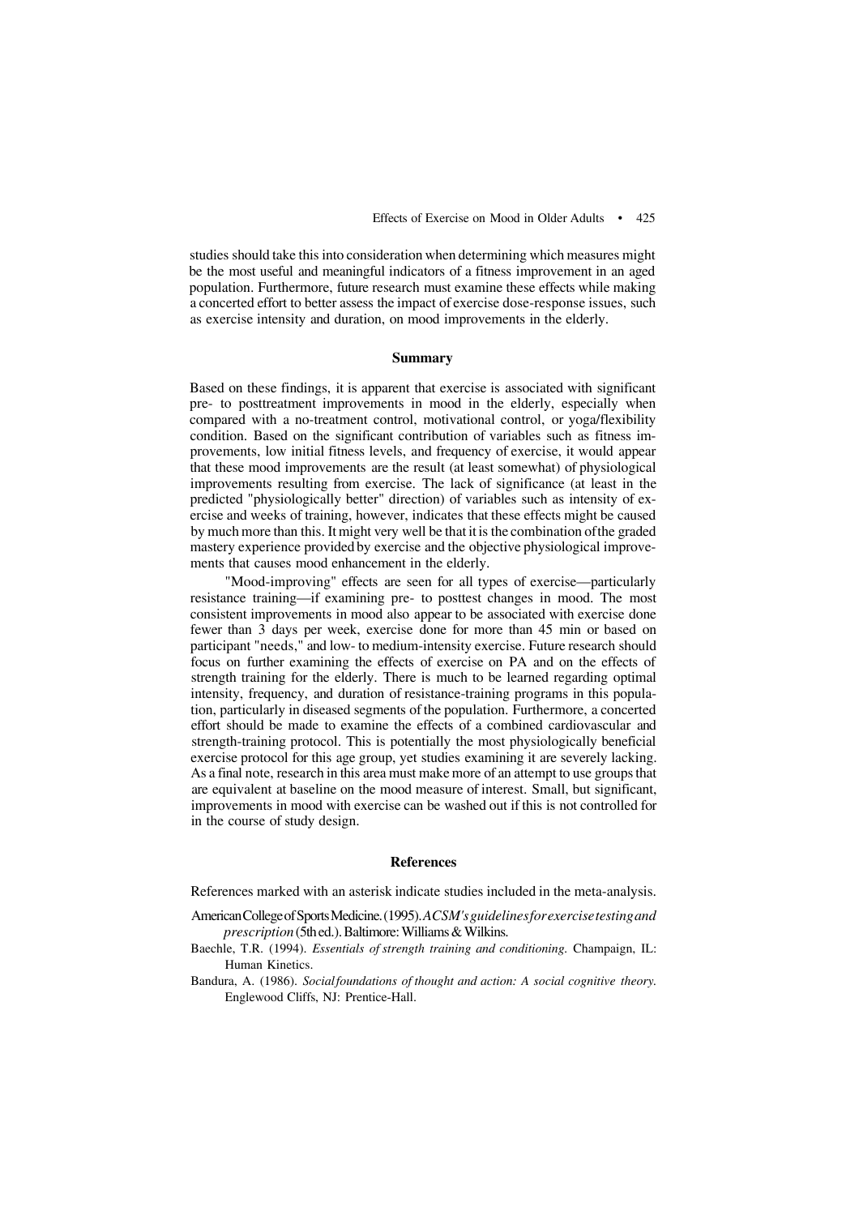studies should take this into consideration when determining which measures might be the most useful and meaningful indicators of a fitness improvement in an aged population. Furthermore, future research must examine these effects while making a concerted effort to better assess the impact of exercise dose-response issues, such as exercise intensity and duration, on mood improvements in the elderly.

## Summary

Based on these findings, it is apparent that exercise is associated with significant pre- to posttreatment improvements in mood in the elderly, especially when compared with a no-treatment control, motivational control, or yoga/flexibility condition. Based on the significant contribution of variables such as fitness improvements, low initial fitness levels, and frequency of exercise, it would appear that these mood improvements are the result (at least somewhat) of physiological improvements resulting from exercise. The lack of significance (at least in the predicted "physiologically better" direction) of variables such as intensity of exercise and weeks of training, however, indicates that these effects might be caused by much more than this. It might very well be that it is the combination of the graded mastery experience provided by exercise and the objective physiological improvements that causes mood enhancement in the elderly.

"Mood-improving" effects are seen for all types of exercise—particularly resistance training—if examining pre- to posttest changes in mood. The most consistent improvements in mood also appear to be associated with exercise done fewer than 3 days per week, exercise done for more than 45 min or based on participant "needs," and low- to medium-intensity exercise. Future research should focus on further examining the effects of exercise on PA and on the effects of strength training for the elderly. There is much to be learned regarding optimal intensity, frequency, and duration of resistance-training programs in this population, particularly in diseased segments of the population. Furthermore, a concerted effort should be made to examine the effects of a combined cardiovascular and strength-training protocol. This is potentially the most physiologically beneficial exercise protocol for this age group, yet studies examining it are severely lacking. As a final note, research in this area must make more of an attempt to use groups that are equivalent at baseline on the mood measure of interest. Small, but significant, improvements in mood with exercise can be washed out if this is not controlled for in the course of study design.

## References

References marked with an asterisk indicate studies included in the meta-analysis.

American College of Sports Medicine. (1995). *ACSM's guidelines for exercise testing and prescription* (5th ed.). Baltimore: Williams & Wilkins.

Baechle, T.R. (1994). *Essentials of strength training and conditioning.* Champaign, IL: Human Kinetics.

Bandura, A. (1986). *Social foundations of thought and action: A social cognitive theory.* Englewood Cliffs, NJ: Prentice-Hall.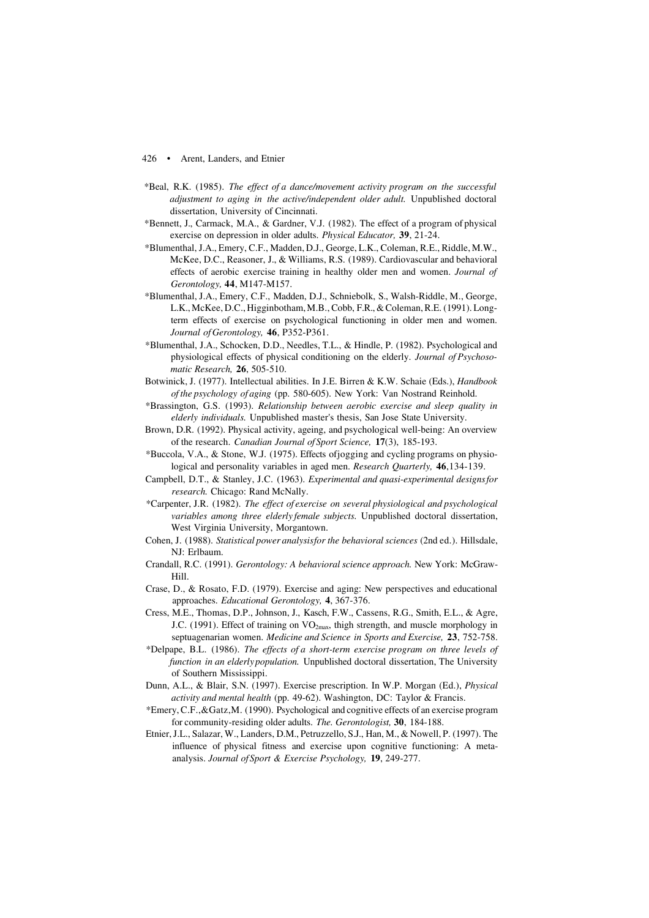*Beal, R.K. (1985). *The effect of a dance/movement activity program on the successful adjustment to aging in the active/independent older adult.* Unpublished doctoral dissertation, University of Cincinnati.

*Bennett, J., Carmack, M.A., & Gardner, V.J. (1982). The effect of a program of physical exercise on depression in older adults. *Physical Educator,* **39**, 21-24.

*Blumenthal, J.A., Emery, C.F., Madden, D.J., George, L.K., Coleman, R.E., Riddle, M.W., McKee, D.C., Reasoner, J., & Williams, R.S. (1989). Cardiovascular and behavioral effects of aerobic exercise training in healthy older men and women. *Journal of Gerontology,* **44**, M147-M157.

*Blumenthal, J.A., Emery, C.F., Madden, D.J., Schniebolk, S., Walsh-Riddle, M., George, L.K., McKee, D.C., Higginbotham, M.B., Cobb, F.R., & Coleman, R.E. (1991). Long-term effects of exercise on psychological functioning in older men and women. *Journal of Gerontology,* **46**, P352-P361.

*Blumenthal, J.A., Schocken, D.D., Needles, T.L., & Hindle, P. (1982). Psychological and physiological effects of physical conditioning on the elderly. *Journal of Psychosomatic Research,* **26**, 505-510.

Botwinick, J. (1977). Intellectual abilities. In J.E. Birren & K.W. Schaie (Eds.), *Handbook of the psychology of aging* (pp. 580-605). New York: Van Nostrand Reinhold.

*Brassington, G.S. (1993). *Relationship between aerobic exercise and sleep quality in elderly individuals.* Unpublished master's thesis, San Jose State University.

Brown, D.R. (1992). Physical activity, ageing, and psychological well-being: An overview of the research. *Canadian Journal of Sport Science,* **17**(3), 185-193.

*Buccola, V.A., & Stone, W.J. (1975). Effects ofjogging and cycling programs on physiological and personality variables in aged men. *Research Quarterly,* **46**,134-139.

Campbell, D.T., & Stanley, J.C. (1963). *Experimental and quasi-experimental designs for research.* Chicago: Rand McNally.

*Carpenter, J.R. (1982). *The effect of exercise on several physiological and psychological variables among three elderly female subjects.* Unpublished doctoral dissertation, West Virginia University, Morgantown.

Cohen, J. (1988). *Statistical power analysis for the behavioral sciences* (2nd ed.). Hillsdale, NJ: Erlbaum.

Crandall, R.C. (1991). *Gerontology: A behavioral science approach.* New York: McGraw-Hill.

Crase, D., & Rosato, F.D. (1979). Exercise and aging: New perspectives and educational approaches. *Educational Gerontology,* **4**, 367-376.

Cress, M.E., Thomas, D.P., Johnson, J., Kasch, F.W., Cassens, R.G., Smith, E.L., & Agre, J.C. (1991). Effect of training on $VO_{2max}$, thigh strength, and muscle morphology in septuagenarian women. *Medicine and Science in Sports and Exercise,* **23**, 752-758.

*Delpape, B.L. (1986). *The effects of a short-term exercise program on three levels of function in an elderly population.* Unpublished doctoral dissertation, The University of Southern Mississippi.

Dunn, A.L., & Blair, S.N. (1997). Exercise prescription. In W.P. Morgan (Ed.), *Physical activity and mental health* (pp. 49-62). Washington, DC: Taylor & Francis.

*Emery, C.F.,&Gatz,M. (1990). Psychological and cognitive effects of an exercise program for community-residing older adults. *The. Gerontologist,* **30**, 184-188.

Etnier, J.L., Salazar, W., Landers, D.M., Petruzzello, S.J., Han, M., & Nowell, P. (1997). The influence of physical fitness and exercise upon cognitive functioning: A meta-analysis. *Journal of Sport & Exercise Psychology,* **19**, 249-277.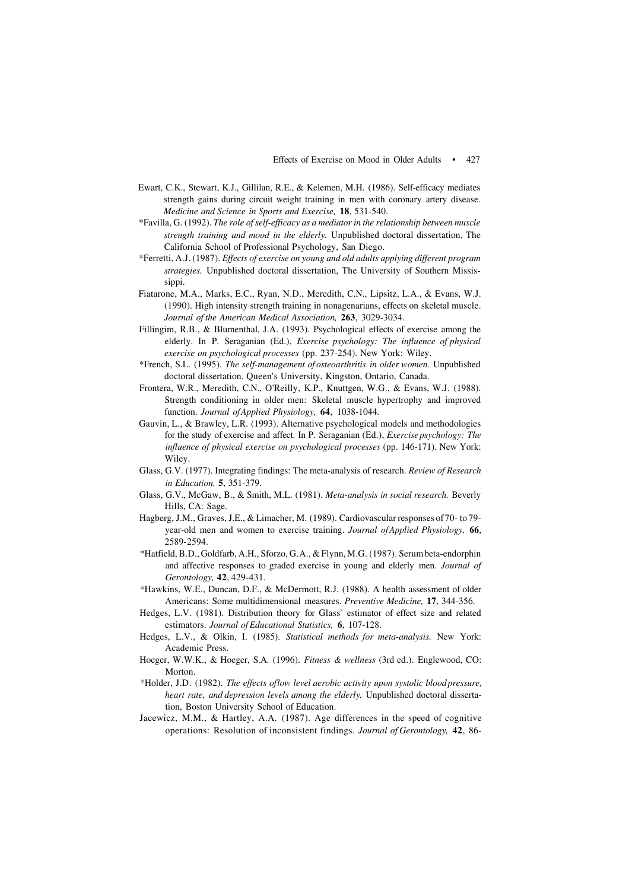Ewart, C.K., Stewart, K.J., Gillilan, R.E., & Kelemen, M.H. (1986). Self-efficacy mediates strength gains during circuit weight training in men with coronary artery disease. *Medicine and Science in Sports and Exercise,* **18**, 531-540.

*Favilla, G. (1992). *The role of self-efficacy as a mediator in the relationship between muscle strength training and mood in the elderly.* Unpublished doctoral dissertation, The California School of Professional Psychology, San Diego.

*Ferretti, A.J. (1987). *Effects of exercise on young and old adults applying different program strategies.* Unpublished doctoral dissertation, The University of Southern Mississippi.

Fiatarone, M.A., Marks, E.C., Ryan, N.D., Meredith, C.N., Lipsitz, L.A., & Evans, W.J. (1990). High intensity strength training in nonagenarians, effects on skeletal muscle. *Journal of the American Medical Association,* **263**, 3029-3034.

Fillingim, R.B., & Blumenthal, J.A. (1993). Psychological effects of exercise among the elderly. In P. Seraganian (Ed.), *Exercise psychology: The influence of physical exercise on psychological processes* (pp. 237-254). New York: Wiley.

*French, S.L. (1995). *The self-management of osteoarthritis in older women.* Unpublished doctoral dissertation. Queen's University, Kingston, Ontario, Canada.

Frontera, W.R., Meredith, C.N., O'Reilly, K.P., Knuttgen, W.G., & Evans, W.J. (1988). Strength conditioning in older men: Skeletal muscle hypertrophy and improved function. *Journal of Applied Physiology,* **64**, 1038-1044.

Gauvin, L., & Brawley, L.R. (1993). Alternative psychological models and methodologies for the study of exercise and affect. In P. Seraganian (Ed.), *Exercise psychology: The influence of physical exercise on psychological processes* (pp. 146-171). New York: Wiley.

Glass, G.V. (1977). Integrating findings: The meta-analysis of research. *Review of Research in Education,* **5**, 351-379.

Glass, G.V., McGaw, B., & Smith, M.L. (1981). *Meta-analysis in social research.* Beverly Hills, CA: Sage.

Hagberg, J.M., Graves, J.E., & Limacher, M. (1989). Cardiovascular responses of 70- to 79-year-old men and women to exercise training. *Journal of Applied Physiology,* **66**, 2589-2594.

*Hatfield, B.D., Goldfarb, A.H., Sforzo, G.A., & Flynn, M.G. (1987). Serum beta-endorphin and affective responses to graded exercise in young and elderly men. *Journal of Gerontology,* **42**, 429-431.

*Hawkins, W.E., Duncan, D.F., & McDermott, R.J. (1988). A health assessment of older Americans: Some multidimensional measures. *Preventive Medicine,* **17**, 344-356.

Hedges, L.V. (1981). Distribution theory for Glass' estimator of effect size and related estimators. *Journal of Educational Statistics,* **6**, 107-128.

Hedges, L.V., & Olkin, I. (1985). *Statistical methods for meta-analysis.* New York: Academic Press.

Hoeger, W.W.K., & Hoeger, S.A. (1996). *Fitness & wellness* (3rd ed.). Englewood, CO: Morton.

*Holder, J.D. (1982). *The effects of low level aerobic activity upon systolic blood pressure, heart rate, and depression levels among the elderly.* Unpublished doctoral dissertation, Boston University School of Education.

Jacewicz, M.M., & Hartley, A.A. (1987). Age differences in the speed of cognitive operations: Resolution of inconsistent findings. *Journal of Gerontology,* **42**, 86-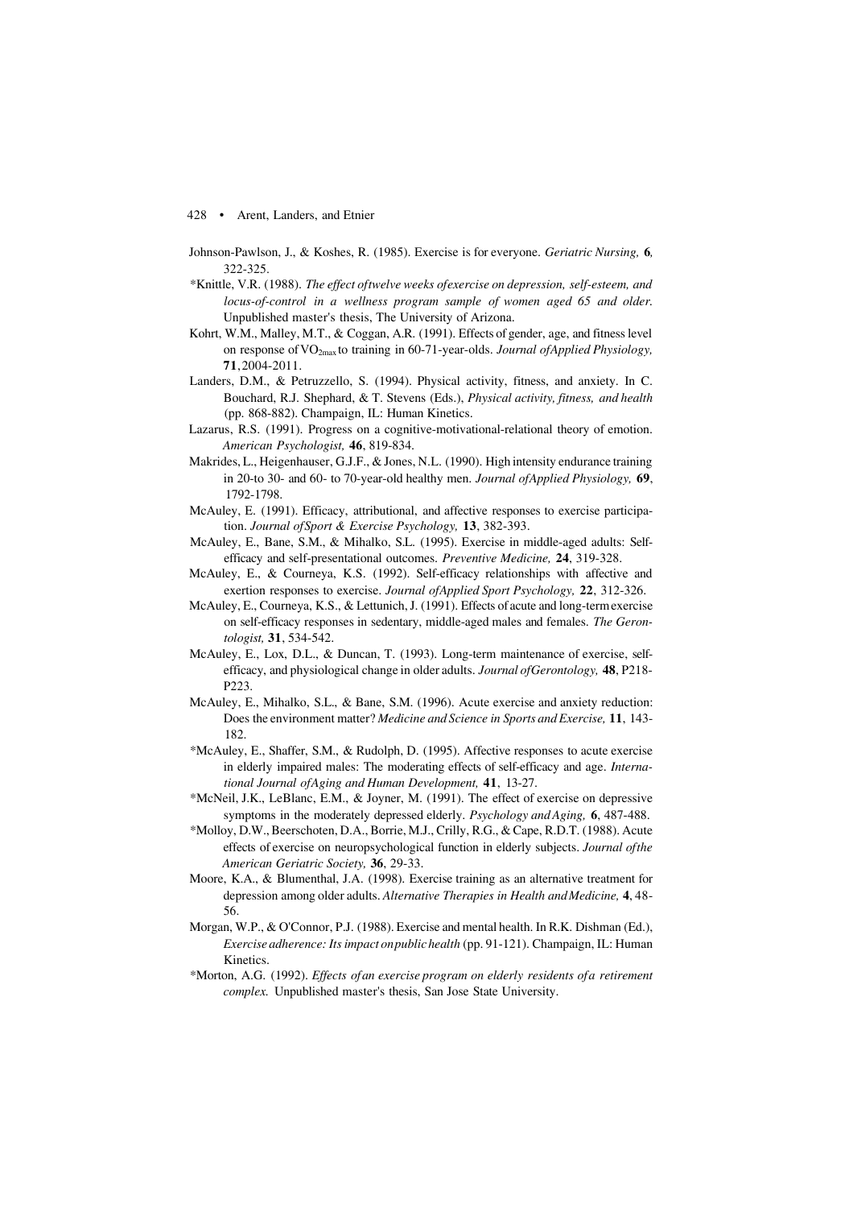Johnson-Pawlson, J., & Koshes, R. (1985). Exercise is for everyone. *Geriatric Nursing,* **6**, 322-325.

*Knittle, V.R. (1988). *The effect oftwelve weeks ofexercise on depression, self-esteem, and locus-of-control in a wellness program sample of women aged 65 and older.* Unpublished master's thesis, The University of Arizona.

Kohrt, W.M., Malley, M.T., & Coggan, A.R. (1991). Effects of gender, age, and fitness level on response of $VO_{2max}$ to training in 60-71-year-olds. *Journal ofApplied Physiology,* **71**, 2004-2011.

Landers, D.M., & Petruzzello, S. (1994). Physical activity, fitness, and anxiety. In C. Bouchard, R.J. Shephard, & T. Stevens (Eds.), *Physical activity, fitness, and health* (pp. 868-882). Champaign, IL: Human Kinetics.

Lazarus, R.S. (1991). Progress on a cognitive-motivational-relational theory of emotion. *American Psychologist,* **46**, 819-834.

Makrides, L., Heigenhauser, G.J.F., & Jones, N.L. (1990). High intensity endurance training in 20-to 30- and 60- to 70-year-old healthy men. *Journal ofApplied Physiology,* **69**, 1792-1798.

McAuley, E. (1991). Efficacy, attributional, and affective responses to exercise participation. *Journal ofSport & Exercise Psychology,* **13**, 382-393.

McAuley, E., Bane, S.M., & Mihalko, S.L. (1995). Exercise in middle-aged adults: Self-efficacy and self-presentational outcomes. *Preventive Medicine,* **24**, 319-328.

McAuley, E., & Courneya, K.S. (1992). Self-efficacy relationships with affective and exertion responses to exercise. *Journal ofApplied Sport Psychology,* **22**, 312-326.

McAuley, E., Courneya, K.S., & Lettunich, J. (1991). Effects of acute and long-term exercise on self-efficacy responses in sedentary, middle-aged males and females. *The Gerontologist,* **31**, 534-542.

McAuley, E., Lox, D.L., & Duncan, T. (1993). Long-term maintenance of exercise, self-efficacy, and physiological change in older adults. *Journal ofGerontology,* **48**, P218-P223.

McAuley, E., Mihalko, S.L., & Bane, S.M. (1996). Acute exercise and anxiety reduction: Does the environment matter? *Medicine and Science in Sports and Exercise,* **11**, 143-182.

*McAuley, E., Shaffer, S.M., & Rudolph, D. (1995). Affective responses to acute exercise in elderly impaired males: The moderating effects of self-efficacy and age. *International Journal ofAging and Human Development,* **41**, 13-27.

*McNeil, J.K., LeBlanc, E.M., & Joyner, M. (1991). The effect of exercise on depressive symptoms in the moderately depressed elderly. *Psychology and Aging,* **6**, 487-488.

*Molloy, D.W., Beerschoten, D.A., Borrie, M.J., Crilly, R.G., & Cape, R.D.T. (1988). Acute effects of exercise on neuropsychological function in elderly subjects. *Journal ofthe American Geriatric Society,* **36**, 29-33.

Moore, K.A., & Blumenthal, J.A. (1998). Exercise training as an alternative treatment for depression among older adults. *Alternative Therapies in Health and Medicine,* **4**, 48-56.

Morgan, W.P., & O'Connor, P.J. (1988). Exercise and mental health. In R.K. Dishman (Ed.), *Exercise adherence: Its impact onpublic health* (pp. 91-121). Champaign, IL: Human Kinetics.

*Morton, A.G. (1992). *Effects ofan exercise program on elderly residents ofa retirement complex.* Unpublished master's thesis, San Jose State University.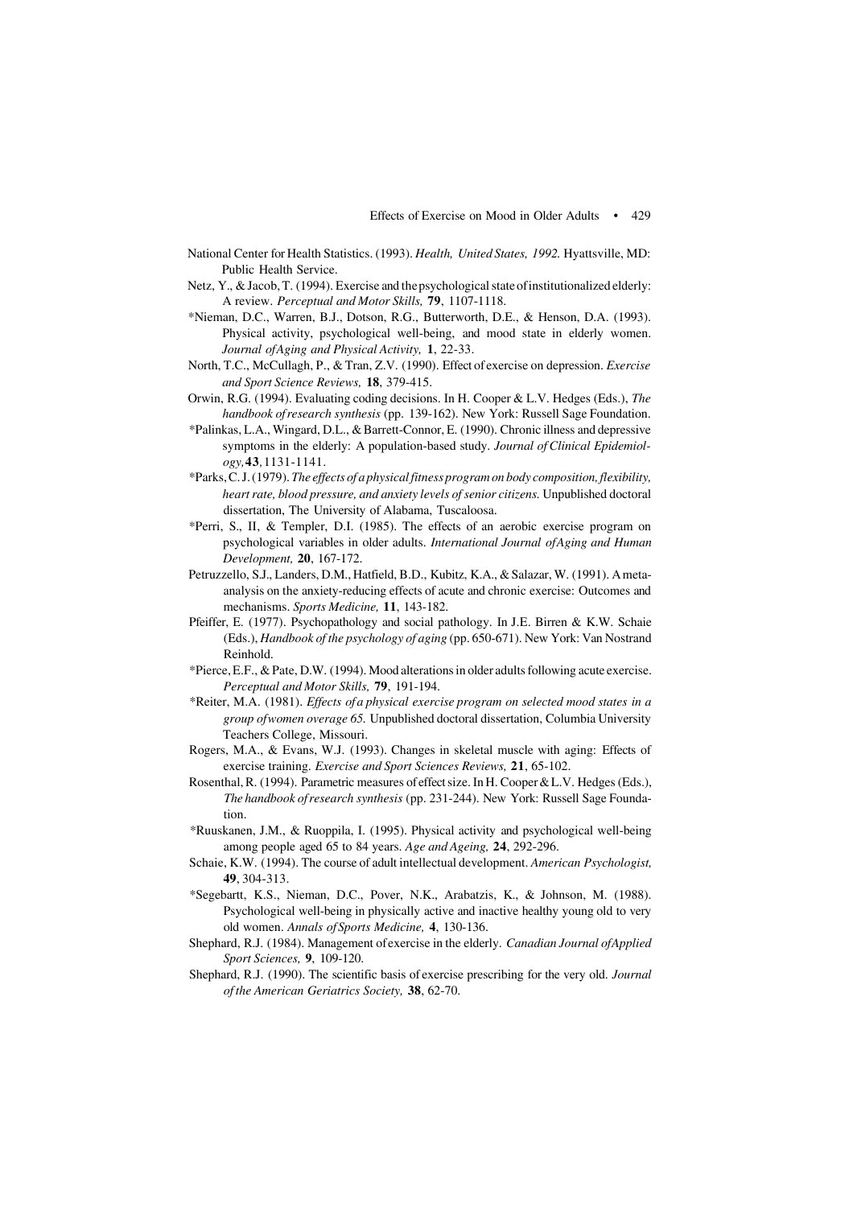National Center for Health Statistics. (1993). *Health, United States, 1992.* Hyattsville, MD: Public Health Service.

Netz, Y., & Jacob, T. (1994). Exercise and the psychological state of institutionalized elderly: A review. *Perceptual and Motor Skills,* **79**, 1107-1118.

*Nieman, D.C., Warren, B.J., Dotson, R.G., Butterworth, D.E., & Henson, D.A. (1993). Physical activity, psychological well-being, and mood state in elderly women. *Journal of Aging and Physical Activity,* **1**, 22-33.

North, T.C., McCullagh, P., & Tran, Z.V. (1990). Effect of exercise on depression. *Exercise and Sport Science Reviews,* **18**, 379-415.

Orwin, R.G. (1994). Evaluating coding decisions. In H. Cooper & L.V. Hedges (Eds.), *The handbook of research synthesis* (pp. 139-162). New York: Russell Sage Foundation.

*Palinkas, L.A., Wingard, D.L., & Barrett-Connor, E. (1990). Chronic illness and depressive symptoms in the elderly: A population-based study. *Journal of Clinical Epidemiology,* **43**, 1131-1141.

*Parks, C.J. (1979). *The effects of a physical fitness program on body composition, flexibility, heart rate, blood pressure, and anxiety levels of senior citizens.* Unpublished doctoral dissertation, The University of Alabama, Tuscaloosa.

*Perri, S., II, & Templer, D.I. (1985). The effects of an aerobic exercise program on psychological variables in older adults. *International Journal of Aging and Human Development,* **20**, 167-172.

Petruzzello, S.J., Landers, D.M., Hatfield, B.D., Kubitz, K.A., & Salazar, W. (1991). A meta-analysis on the anxiety-reducing effects of acute and chronic exercise: Outcomes and mechanisms. *Sports Medicine,* **11**, 143-182.

Pfeiffer, E. (1977). Psychopathology and social pathology. In J.E. Birren & K.W. Schaie (Eds.), *Handbook of the psychology of aging* (pp. 650-671). New York: Van Nostrand Reinhold.

*Pierce, E.F., & Pate, D.W. (1994). Mood alterations in older adults following acute exercise. *Perceptual and Motor Skills,* **79**, 191-194.

*Reiter, M.A. (1981). *Effects of a physical exercise program on selected mood states in a group of women over age 65.* Unpublished doctoral dissertation, Columbia University Teachers College, Missouri.

Rogers, M.A., & Evans, W.J. (1993). Changes in skeletal muscle with aging: Effects of exercise training. *Exercise and Sport Sciences Reviews,* **21**, 65-102.

Rosenthal, R. (1994). Parametric measures of effect size. In H. Cooper & L.V. Hedges (Eds.), *The handbook of research synthesis* (pp. 231-244). New York: Russell Sage Foundation.

*Ruuskanen, J.M., & Ruoppila, I. (1995). Physical activity and psychological well-being among people aged 65 to 84 years. *Age and Ageing,* **24**, 292-296.

Schaie, K.W. (1994). The course of adult intellectual development. *American Psychologist,* **49**, 304-313.

*Segebartt, K.S., Nieman, D.C., Pover, N.K., Arabatzis, K., & Johnson, M. (1988). Psychological well-being in physically active and inactive healthy young old to very old women. *Annals of Sports Medicine,* **4**, 130-136.

Shephard, R.J. (1984). Management of exercise in the elderly. *Canadian Journal of Applied Sport Sciences,* **9**, 109-120.

Shephard, R.J. (1990). The scientific basis of exercise prescribing for the very old. *Journal of the American Geriatrics Society,* **38**, 62-70.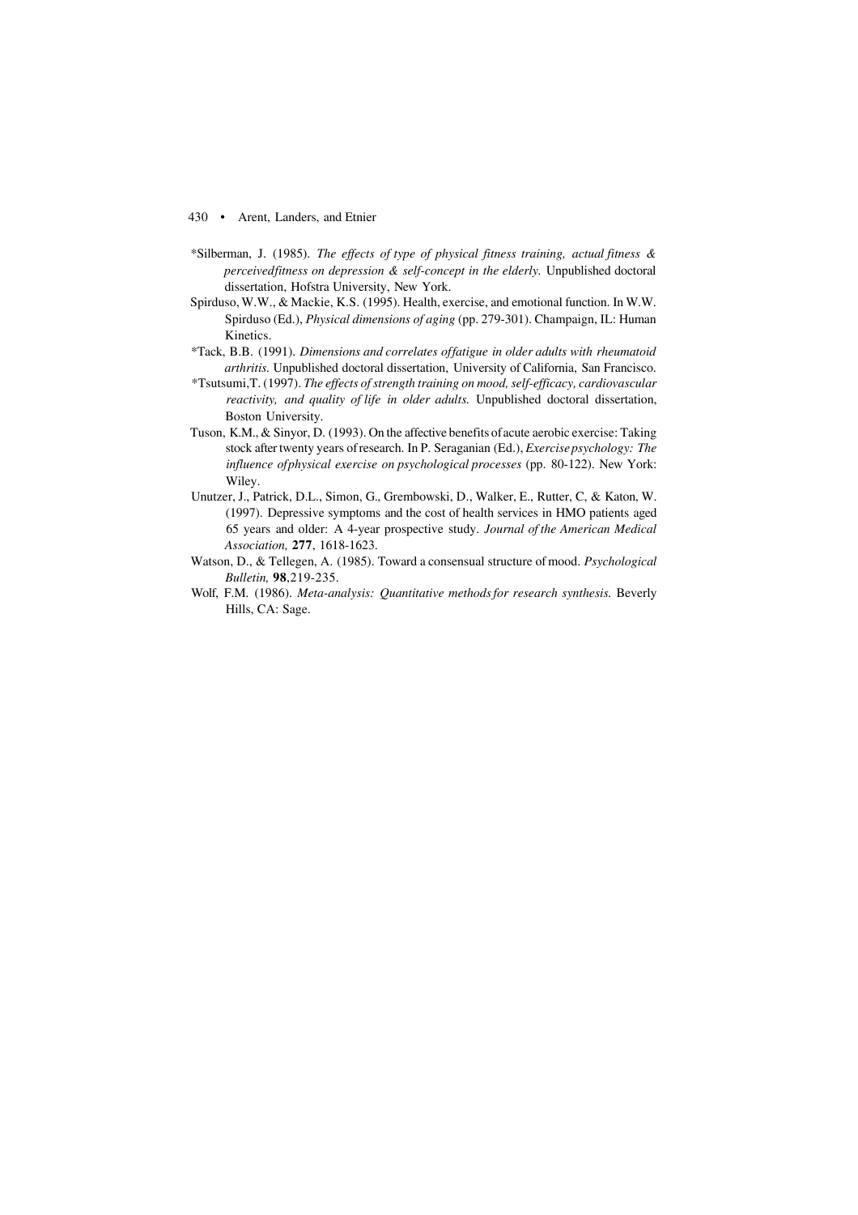*Silberman, J. (1985). *The effects of type of physical fitness training, actual fitness & perceivedfitness on depression & self-concept in the elderly.* Unpublished doctoral dissertation, Hofstra University, New York.

Spirduso, W.W., & Mackie, K.S. (1995). Health, exercise, and emotional function. In W.W. Spirduso (Ed.), *Physical dimensions of aging* (pp. 279-301). Champaign, IL: Human Kinetics.

*Tack, B.B. (1991). *Dimensions and correlates offatigue in older adults with rheumatoid arthritis.* Unpublished doctoral dissertation, University of California, San Francisco.

*Tsutsumi,T. (1997). *The effects of strength training on mood, self-efficacy, cardiovascular reactivity, and quality of life in older adults.* Unpublished doctoral dissertation, Boston University.

Tuson, K.M., & Sinyor, D. (1993). On the affective benefits of acute aerobic exercise: Taking stock after twenty years of research. In P. Seraganian (Ed.), *Exercise psychology: The influence ofphysical exercise on psychological processes* (pp. 80-122). New York: Wiley.

Unutzer, J., Patrick, D.L., Simon, G., Grembowski, D., Walker, E., Rutter, C, & Katon, W. (1997). Depressive symptoms and the cost of health services in HMO patients aged 65 years and older: A 4-year prospective study. *Journal of the American Medical Association,* **277**, 1618-1623.

Watson, D., & Tellegen, A. (1985). Toward a consensual structure of mood. *Psychological Bulletin,* **98**,219-235.

Wolf, F.M. (1986). *Meta-analysis: Quantitative methods for research synthesis.* Beverly Hills, CA: Sage.